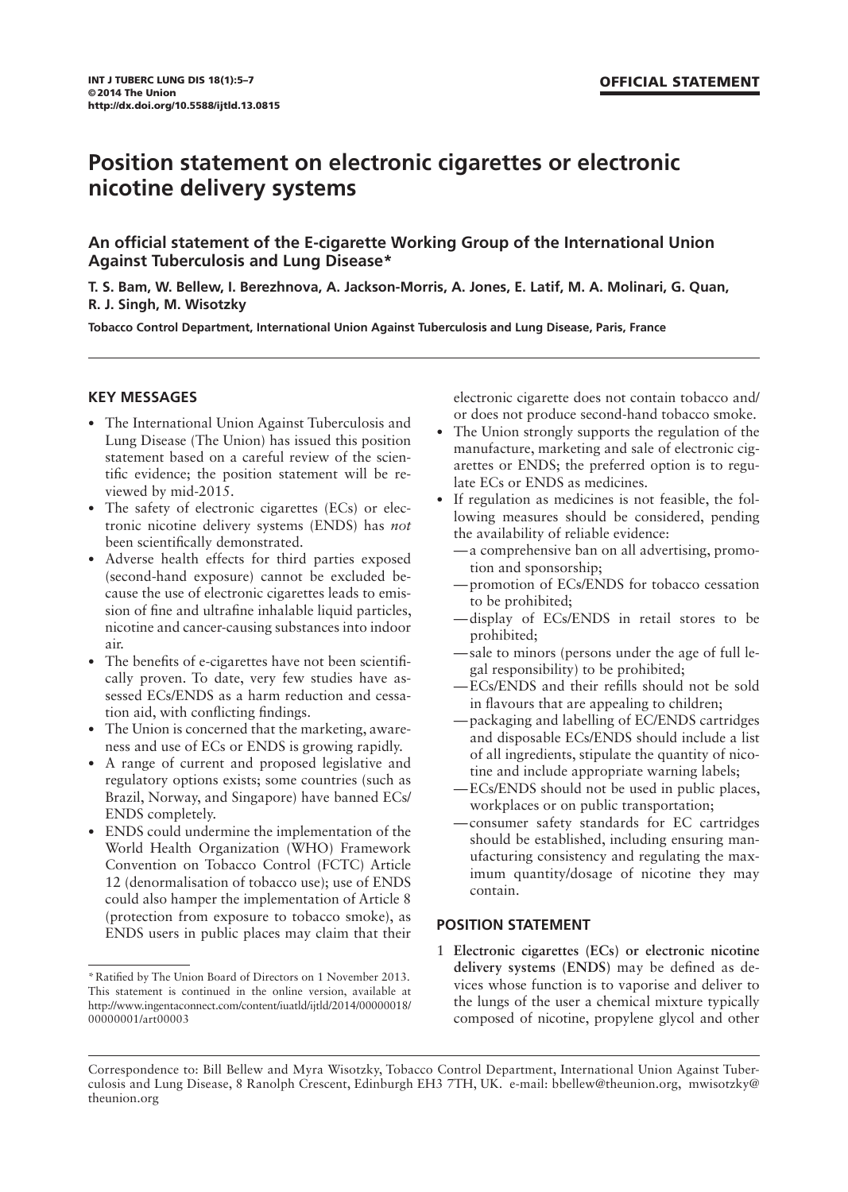OFFICIAL STATEMENT

# Position statement on electronic cigarettes or electronic nicotine delivery systems

## An official statement of the E-cigarette Working Group of the International Union Against Tuberculosis and Lung Disease*

**T. S. Bam, W. Bellew, I. Berezhnova, A. Jackson-Morris, A. Jones, E. Latif, M. A. Molinari, G. Quan, R. J. Singh, M. Wisotzky**

**Tobacco Control Department, International Union Against Tuberculosis and Lung Disease, Paris, France**

### KEY MESSAGES

- The International Union Against Tuberculosis and Lung Disease (The Union) has issued this position statement based on a careful review of the scientific evidence; the position statement will be reviewed by mid-2015.
- The safety of electronic cigarettes (ECs) or electronic nicotine delivery systems (ENDS) has *not* been scientifically demonstrated.
- Adverse health effects for third parties exposed (second-hand exposure) cannot be excluded because the use of electronic cigarettes leads to emission of fine and ultrafine inhalable liquid particles, nicotine and cancer-causing substances into indoor air.
- The benefits of e-cigarettes have not been scientifically proven. To date, very few studies have assessed ECs/ENDS as a harm reduction and cessation aid, with conflicting findings.
- The Union is concerned that the marketing, awareness and use of ECs or ENDS is growing rapidly.
- A range of current and proposed legislative and regulatory options exists; some countries (such as Brazil, Norway, and Singapore) have banned ECs/ENDS completely.
- ENDS could undermine the implementation of the World Health Organization (WHO) Framework Convention on Tobacco Control (FCTC) Article 12 (denormalisation of tobacco use); use of ENDS could also hamper the implementation of Article 8 (protection from exposure to tobacco smoke), as ENDS users in public places may claim that their electronic cigarette does not contain tobacco and/or does not produce second-hand tobacco smoke.
- The Union strongly supports the regulation of the manufacture, marketing and sale of electronic cigarettes or ENDS; the preferred option is to regulate ECs or ENDS as medicines.
- If regulation as medicines is not feasible, the following measures should be considered, pending the availability of reliable evidence:
  - —a comprehensive ban on all advertising, promotion and sponsorship;
  - —promotion of ECs/ENDS for tobacco cessation to be prohibited;
  - —display of ECs/ENDS in retail stores to be prohibited;
  - —sale to minors (persons under the age of full legal responsibility) to be prohibited;
  - —ECs/ENDS and their refills should not be sold in flavours that are appealing to children;
  - —packaging and labelling of EC/ENDS cartridges and disposable ECs/ENDS should include a list of all ingredients, stipulate the quantity of nicotine and include appropriate warning labels;
  - —ECs/ENDS should not be used in public places, workplaces or on public transportation;
  - —consumer safety standards for EC cartridges should be established, including ensuring manufacturing consistency and regulating the maximum quantity/dosage of nicotine they may contain.

### POSITION STATEMENT

1 **Electronic cigarettes (ECs) or electronic nicotine delivery systems (ENDS)** may be defined as devices whose function is to vaporise and deliver to the lungs of the user a chemical mixture typically composed of nicotine, propylene glycol and other

---

*Ratified by The Union Board of Directors on 1 November 2013. This statement is continued in the online version, available at http://www.ingentaconnect.com/content/iuatld/ijtld/2014/00000018/00000001/art00003

Correspondence to: Bill Bellew and Myra Wisotzky, Tobacco Control Department, International Union Against Tuberculosis and Lung Disease, 8 Ranolph Crescent, Edinburgh EH3 7TH, UK. e-mail: bbellew@theunion.org, mwisotzky@theunion.org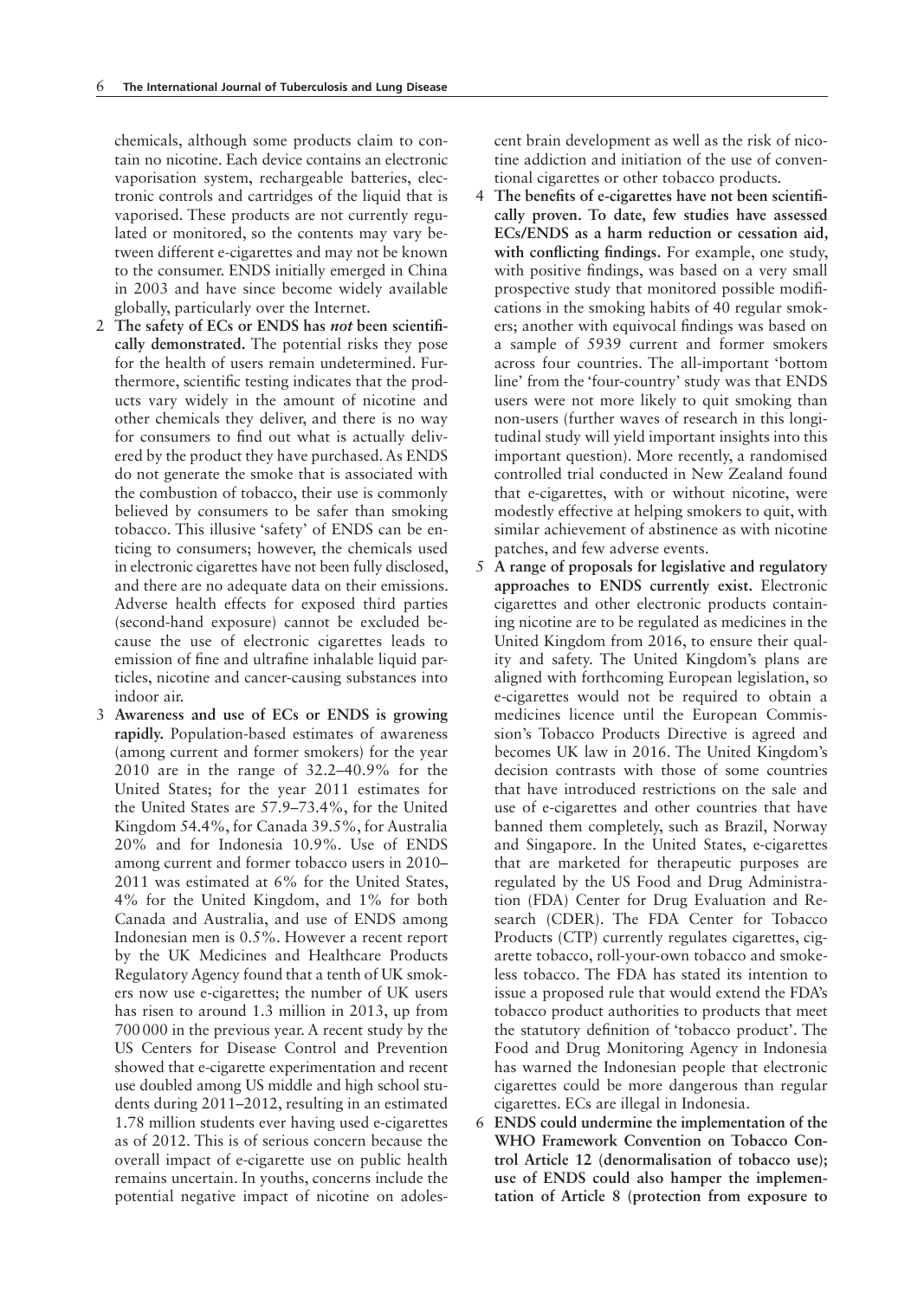chemicals, although some products claim to contain no nicotine. Each device contains an electronic vaporisation system, rechargeable batteries, electronic controls and cartridges of the liquid that is vaporised. These products are not currently regulated or monitored, so the contents may vary between different e-cigarettes and may not be known to the consumer. ENDS initially emerged in China in 2003 and have since become widely available globally, particularly over the Internet.

2 **The safety of ECs or ENDS has *not* been scientifically demonstrated.** The potential risks they pose for the health of users remain undetermined. Furthermore, scientific testing indicates that the products vary widely in the amount of nicotine and other chemicals they deliver, and there is no way for consumers to find out what is actually delivered by the product they have purchased. As ENDS do not generate the smoke that is associated with the combustion of tobacco, their use is commonly believed by consumers to be safer than smoking tobacco. This illusive 'safety' of ENDS can be enticing to consumers; however, the chemicals used in electronic cigarettes have not been fully disclosed, and there are no adequate data on their emissions. Adverse health effects for exposed third parties (second-hand exposure) cannot be excluded because the use of electronic cigarettes leads to emission of fine and ultrafine inhalable liquid particles, nicotine and cancer-causing substances into indoor air.

3 **Awareness and use of ECs or ENDS is growing rapidly.** Population-based estimates of awareness (among current and former smokers) for the year 2010 are in the range of 32.2–40.9% for the United States; for the year 2011 estimates for the United States are 57.9–73.4%, for the United Kingdom 54.4%, for Canada 39.5%, for Australia 20% and for Indonesia 10.9%. Use of ENDS among current and former tobacco users in 2010–2011 was estimated at 6% for the United States, 4% for the United Kingdom, and 1% for both Canada and Australia, and use of ENDS among Indonesian men is 0.5%. However a recent report by the UK Medicines and Healthcare Products Regulatory Agency found that a tenth of UK smokers now use e-cigarettes; the number of UK users has risen to around 1.3 million in 2013, up from 700 000 in the previous year. A recent study by the US Centers for Disease Control and Prevention showed that e-cigarette experimentation and recent use doubled among US middle and high school students during 2011–2012, resulting in an estimated 1.78 million students ever having used e-cigarettes as of 2012. This is of serious concern because the overall impact of e-cigarette use on public health remains uncertain. In youths, concerns include the potential negative impact of nicotine on adolescent brain development as well as the risk of nicotine addiction and initiation of the use of conventional cigarettes or other tobacco products.

4 **The benefits of e-cigarettes have not been scientifically proven. To date, few studies have assessed ECs/ENDS as a harm reduction or cessation aid, with conflicting findings.** For example, one study, with positive findings, was based on a very small prospective study that monitored possible modifications in the smoking habits of 40 regular smokers; another with equivocal findings was based on a sample of 5939 current and former smokers across four countries. The all-important 'bottom line' from the 'four-country' study was that ENDS users were not more likely to quit smoking than non-users (further waves of research in this longitudinal study will yield important insights into this important question). More recently, a randomised controlled trial conducted in New Zealand found that e-cigarettes, with or without nicotine, were modestly effective at helping smokers to quit, with similar achievement of abstinence as with nicotine patches, and few adverse events.

5 **A range of proposals for legislative and regulatory approaches to ENDS currently exist.** Electronic cigarettes and other electronic products containing nicotine are to be regulated as medicines in the United Kingdom from 2016, to ensure their quality and safety. The United Kingdom's plans are aligned with forthcoming European legislation, so e-cigarettes would not be required to obtain a medicines licence until the European Commission's Tobacco Products Directive is agreed and becomes UK law in 2016. The United Kingdom's decision contrasts with those of some countries that have introduced restrictions on the sale and use of e-cigarettes and other countries that have banned them completely, such as Brazil, Norway and Singapore. In the United States, e-cigarettes that are marketed for therapeutic purposes are regulated by the US Food and Drug Administration (FDA) Center for Drug Evaluation and Research (CDER). The FDA Center for Tobacco Products (CTP) currently regulates cigarettes, cigarette tobacco, roll-your-own tobacco and smokeless tobacco. The FDA has stated its intention to issue a proposed rule that would extend the FDA's tobacco product authorities to products that meet the statutory definition of 'tobacco product'. The Food and Drug Monitoring Agency in Indonesia has warned the Indonesian people that electronic cigarettes could be more dangerous than regular cigarettes. ECs are illegal in Indonesia.

6 **ENDS could undermine the implementation of the WHO Framework Convention on Tobacco Control Article 12 (denormalisation of tobacco use); use of ENDS could also hamper the implementation of Article 8 (protection from exposure to**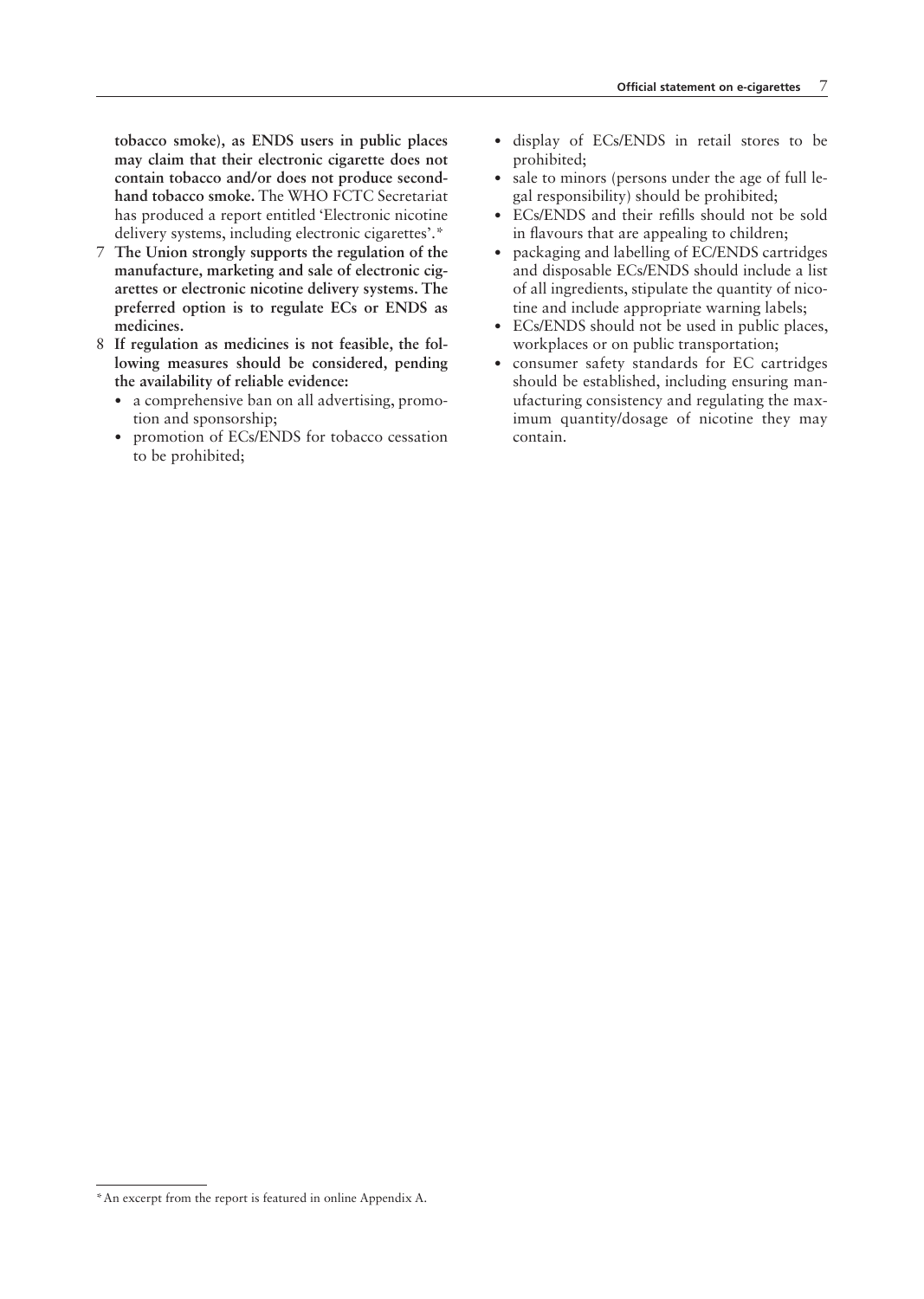**tobacco smoke), as ENDS users in public places may claim that their electronic cigarette does not contain tobacco and/or does not produce second-hand tobacco smoke.** The WHO FCTC Secretariat has produced a report entitled 'Electronic nicotine delivery systems, including electronic cigarettes'.*

7 **The Union strongly supports the regulation of the manufacture, marketing and sale of electronic cigarettes or electronic nicotine delivery systems. The preferred option is to regulate ECs or ENDS as medicines.**

8 **If regulation as medicines is not feasible, the following measures should be considered, pending the availability of reliable evidence:**
   - a comprehensive ban on all advertising, promotion and sponsorship;
   - promotion of ECs/ENDS for tobacco cessation to be prohibited;
   - display of ECs/ENDS in retail stores to be prohibited;
   - sale to minors (persons under the age of full legal responsibility) should be prohibited;
   - ECs/ENDS and their refills should not be sold in flavours that are appealing to children;
   - packaging and labelling of EC/ENDS cartridges and disposable ECs/ENDS should include a list of all ingredients, stipulate the quantity of nicotine and include appropriate warning labels;
   - ECs/ENDS should not be used in public places, workplaces or on public transportation;
   - consumer safety standards for EC cartridges should be established, including ensuring manufacturing consistency and regulating the maximum quantity/dosage of nicotine they may contain.

* An excerpt from the report is featured in online Appendix A.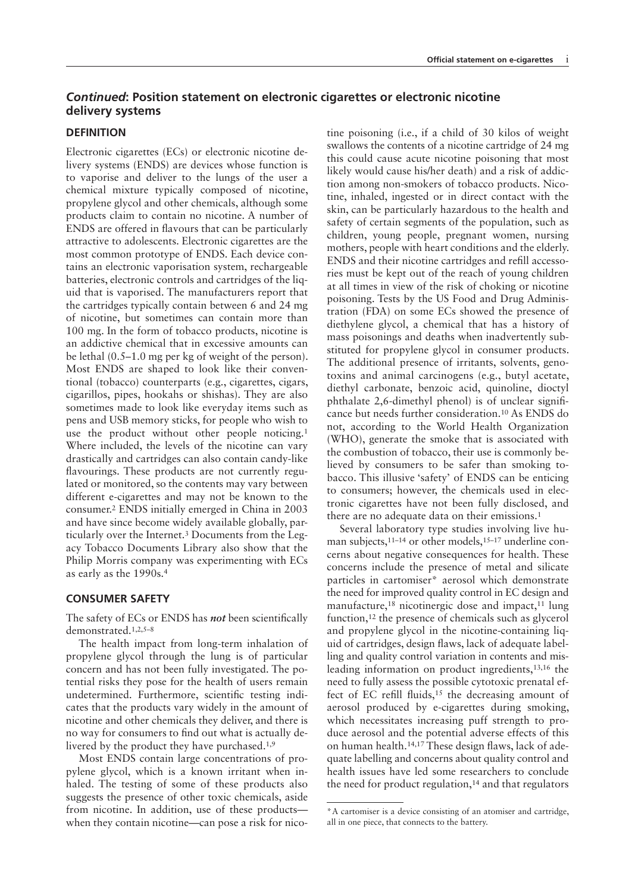## *Continued*: Position statement on electronic cigarettes or electronic nicotine delivery systems

### DEFINITION

Electronic cigarettes (ECs) or electronic nicotine delivery systems (ENDS) are devices whose function is to vaporise and deliver to the lungs of the user a chemical mixture typically composed of nicotine, propylene glycol and other chemicals, although some products claim to contain no nicotine. A number of ENDS are offered in flavours that can be particularly attractive to adolescents. Electronic cigarettes are the most common prototype of ENDS. Each device contains an electronic vaporisation system, rechargeable batteries, electronic controls and cartridges of the liquid that is vaporised. The manufacturers report that the cartridges typically contain between 6 and 24 mg of nicotine, but sometimes can contain more than 100 mg. In the form of tobacco products, nicotine is an addictive chemical that in excessive amounts can be lethal (0.5–1.0 mg per kg of weight of the person). Most ENDS are shaped to look like their conventional (tobacco) counterparts (e.g., cigarettes, cigars, cigarillos, pipes, hookahs or shishas). They are also sometimes made to look like everyday items such as pens and USB memory sticks, for people who wish to use the product without other people noticing.[1] Where included, the levels of the nicotine can vary drastically and cartridges can also contain candy-like flavourings. These products are not currently regulated or monitored, so the contents may vary between different e-cigarettes and may not be known to the consumer.[2] ENDS initially emerged in China in 2003 and have since become widely available globally, particularly over the Internet.[3] Documents from the Legacy Tobacco Documents Library also show that the Philip Morris company was experimenting with ECs as early as the 1990s.[4]

### CONSUMER SAFETY

The safety of ECs or ENDS has ***not*** been scientifically demonstrated.[1,2,5–8]

The health impact from long-term inhalation of propylene glycol through the lung is of particular concern and has not been fully investigated. The potential risks they pose for the health of users remain undetermined. Furthermore, scientific testing indicates that the products vary widely in the amount of nicotine and other chemicals they deliver, and there is no way for consumers to find out what is actually delivered by the product they have purchased.[1,9]

Most ENDS contain large concentrations of propylene glycol, which is a known irritant when inhaled. The testing of some of these products also suggests the presence of other toxic chemicals, aside from nicotine. In addition, use of these products—when they contain nicotine—can pose a risk for nicotine poisoning (i.e., if a child of 30 kilos of weight swallows the contents of a nicotine cartridge of 24 mg this could cause acute nicotine poisoning that most likely would cause his/her death) and a risk of addiction among non-smokers of tobacco products. Nicotine, inhaled, ingested or in direct contact with the skin, can be particularly hazardous to the health and safety of certain segments of the population, such as children, young people, pregnant women, nursing mothers, people with heart conditions and the elderly. ENDS and their nicotine cartridges and refill accessories must be kept out of the reach of young children at all times in view of the risk of choking or nicotine poisoning. Tests by the US Food and Drug Administration (FDA) on some ECs showed the presence of diethylene glycol, a chemical that has a history of mass poisonings and deaths when inadvertently substituted for propylene glycol in consumer products. The additional presence of irritants, solvents, genotoxins and animal carcinogens (e.g., butyl acetate, diethyl carbonate, benzoic acid, quinoline, dioctyl phthalate 2,6-dimethyl phenol) is of unclear significance but needs further consideration.[10] As ENDS do not, according to the World Health Organization (WHO), generate the smoke that is associated with the combustion of tobacco, their use is commonly believed by consumers to be safer than smoking tobacco. This illusive 'safety' of ENDS can be enticing to consumers; however, the chemicals used in electronic cigarettes have not been fully disclosed, and there are no adequate data on their emissions.[1]

Several laboratory type studies involving live human subjects,[11–14] or other models,[15–17] underline concerns about negative consequences for health. These concerns include the presence of metal and silicate particles in cartomiser* aerosol which demonstrate the need for improved quality control in EC design and manufacture,[18] nicotinergic dose and impact,[11] lung function,[12] the presence of chemicals such as glycerol and propylene glycol in the nicotine-containing liquid of cartridges, design flaws, lack of adequate labelling and quality control variation in contents and misleading information on product ingredients,[13,16] the need to fully assess the possible cytotoxic prenatal effect of EC refill fluids,[15] the decreasing amount of aerosol produced by e-cigarettes during smoking, which necessitates increasing puff strength to produce aerosol and the potential adverse effects of this on human health.[14,17] These design flaws, lack of adequate labelling and concerns about quality control and health issues have led some researchers to conclude the need for product regulation,[14] and that regulators

*A cartomiser is a device consisting of an atomiser and cartridge, all in one piece, that connects to the battery.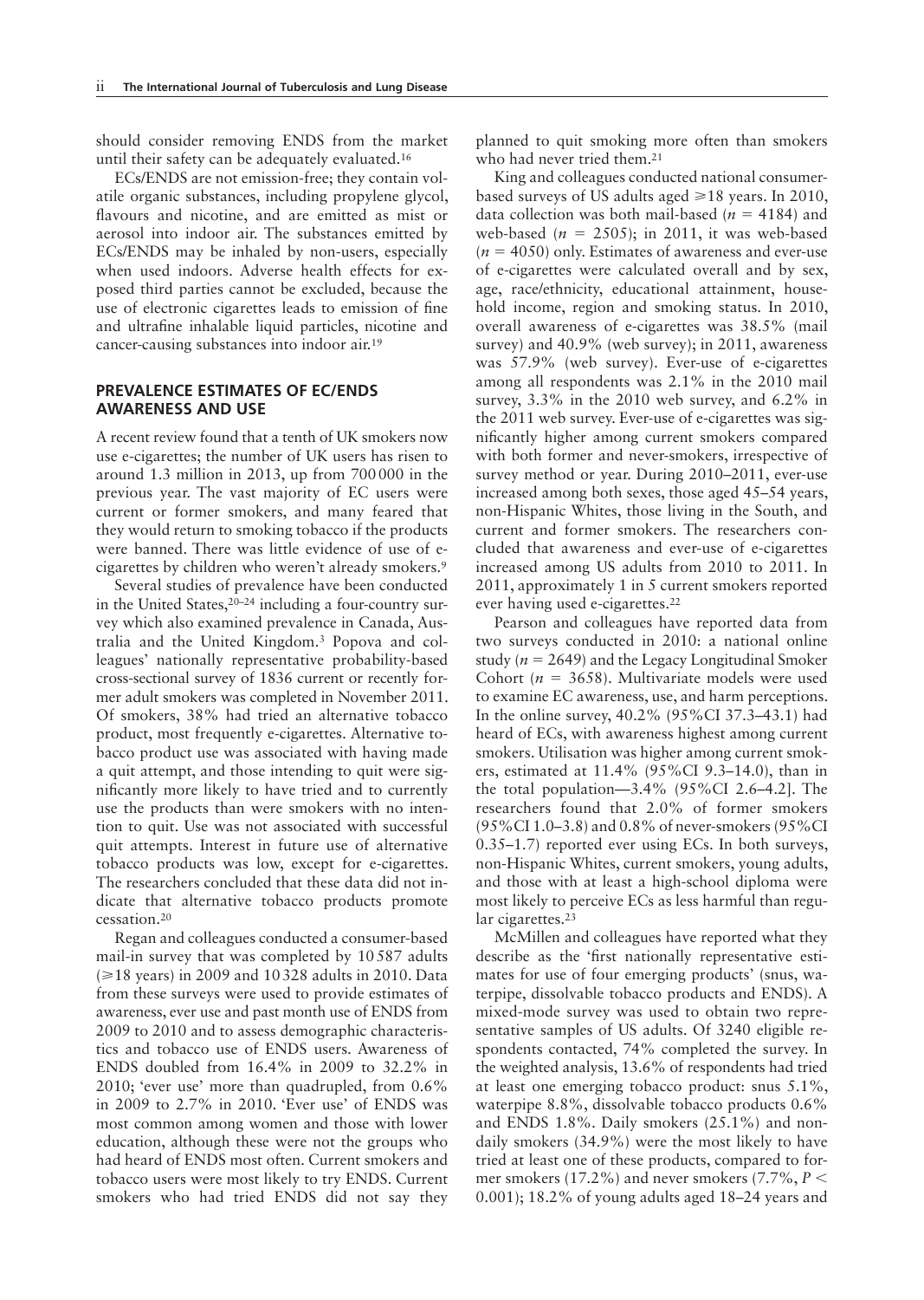should consider removing ENDS from the market until their safety can be adequately evaluated.[16]

ECs/ENDS are not emission-free; they contain volatile organic substances, including propylene glycol, flavours and nicotine, and are emitted as mist or aerosol into indoor air. The substances emitted by ECs/ENDS may be inhaled by non-users, especially when used indoors. Adverse health effects for exposed third parties cannot be excluded, because the use of electronic cigarettes leads to emission of fine and ultrafine inhalable liquid particles, nicotine and cancer-causing substances into indoor air.[19]

## PREVALENCE ESTIMATES OF EC/ENDS AWARENESS AND USE

A recent review found that a tenth of UK smokers now use e-cigarettes; the number of UK users has risen to around 1.3 million in 2013, up from 700 000 in the previous year. The vast majority of EC users were current or former smokers, and many feared that they would return to smoking tobacco if the products were banned. There was little evidence of use of e-cigarettes by children who weren't already smokers.[9]

Several studies of prevalence have been conducted in the United States,[20–24] including a four-country survey which also examined prevalence in Canada, Australia and the United Kingdom.[3] Popova and colleagues' nationally representative probability-based cross-sectional survey of 1836 current or recently former adult smokers was completed in November 2011. Of smokers, 38% had tried an alternative tobacco product, most frequently e-cigarettes. Alternative tobacco product use was associated with having made a quit attempt, and those intending to quit were significantly more likely to have tried and to currently use the products than were smokers with no intention to quit. Use was not associated with successful quit attempts. Interest in future use of alternative tobacco products was low, except for e-cigarettes. The researchers concluded that these data did not indicate that alternative tobacco products promote cessation.[20]

Regan and colleagues conducted a consumer-based mail-in survey that was completed by 10 587 adults ($\geqslant$18 years) in 2009 and 10 328 adults in 2010. Data from these surveys were used to provide estimates of awareness, ever use and past month use of ENDS from 2009 to 2010 and to assess demographic characteristics and tobacco use of ENDS users. Awareness of ENDS doubled from 16.4% in 2009 to 32.2% in 2010; 'ever use' more than quadrupled, from 0.6% in 2009 to 2.7% in 2010. 'Ever use' of ENDS was most common among women and those with lower education, although these were not the groups who had heard of ENDS most often. Current smokers and tobacco users were most likely to try ENDS. Current smokers who had tried ENDS did not say they planned to quit smoking more often than smokers who had never tried them.[21]

King and colleagues conducted national consumer-based surveys of US adults aged $\geqslant$18 years. In 2010, data collection was both mail-based ($n$ = 4184) and web-based ($n$ = 2505); in 2011, it was web-based ($n$ = 4050) only. Estimates of awareness and ever-use of e-cigarettes were calculated overall and by sex, age, race/ethnicity, educational attainment, household income, region and smoking status. In 2010, overall awareness of e-cigarettes was 38.5% (mail survey) and 40.9% (web survey); in 2011, awareness was 57.9% (web survey). Ever-use of e-cigarettes among all respondents was 2.1% in the 2010 mail survey, 3.3% in the 2010 web survey, and 6.2% in the 2011 web survey. Ever-use of e-cigarettes was significantly higher among current smokers compared with both former and never-smokers, irrespective of survey method or year. During 2010–2011, ever-use increased among both sexes, those aged 45–54 years, non-Hispanic Whites, those living in the South, and current and former smokers. The researchers concluded that awareness and ever-use of e-cigarettes increased among US adults from 2010 to 2011. In 2011, approximately 1 in 5 current smokers reported ever having used e-cigarettes.[22]

Pearson and colleagues have reported data from two surveys conducted in 2010: a national online study ($n$ = 2649) and the Legacy Longitudinal Smoker Cohort ($n$ = 3658). Multivariate models were used to examine EC awareness, use, and harm perceptions. In the online survey, 40.2% (95%CI 37.3–43.1) had heard of ECs, with awareness highest among current smokers. Utilisation was higher among current smokers, estimated at 11.4% (95%CI 9.3–14.0), than in the total population—3.4% (95%CI 2.6–4.2]. The researchers found that 2.0% of former smokers (95%CI 1.0–3.8) and 0.8% of never-smokers (95%CI 0.35–1.7) reported ever using ECs. In both surveys, non-Hispanic Whites, current smokers, young adults, and those with at least a high-school diploma were most likely to perceive ECs as less harmful than regular cigarettes.[23]

McMillen and colleagues have reported what they describe as the 'first nationally representative estimates for use of four emerging products' (snus, waterpipe, dissolvable tobacco products and ENDS). A mixed-mode survey was used to obtain two representative samples of US adults. Of 3240 eligible respondents contacted, 74% completed the survey. In the weighted analysis, 13.6% of respondents had tried at least one emerging tobacco product: snus 5.1%, waterpipe 8.8%, dissolvable tobacco products 0.6% and ENDS 1.8%. Daily smokers (25.1%) and non-daily smokers (34.9%) were the most likely to have tried at least one of these products, compared to former smokers (17.2%) and never smokers (7.7%, $P <$ 0.001); 18.2% of young adults aged 18–24 years and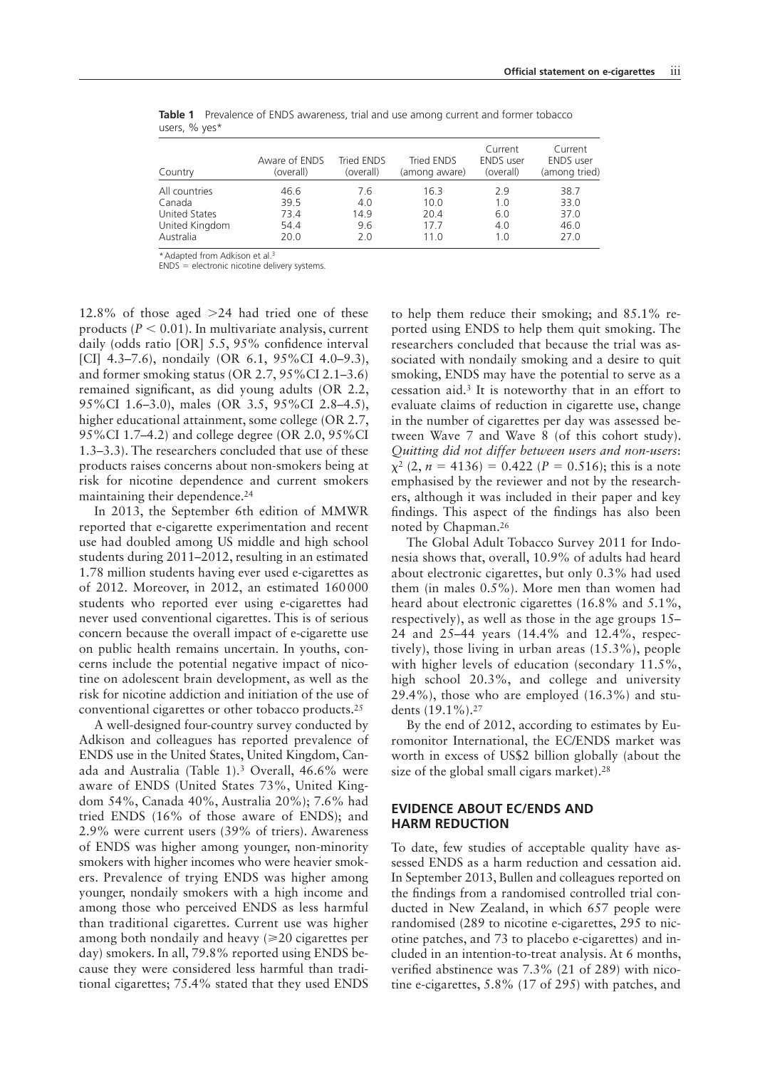**Table 1** Prevalence of ENDS awareness, trial and use among current and former tobacco users, % yes*

| Country | Aware of ENDS (overall) | Tried ENDS (overall) | Tried ENDS (among aware) | Current ENDS user (overall) | Current ENDS user (among tried) |
|---|---|---|---|---|---|
| All countries | 46.6 | 7.6 | 16.3 | 2.9 | 38.7 |
| Canada | 39.5 | 4.0 | 10.0 | 1.0 | 33.0 |
| United States | 73.4 | 14.9 | 20.4 | 6.0 | 37.0 |
| United Kingdom | 54.4 | 9.6 | 17.7 | 4.0 | 46.0 |
| Australia | 20.0 | 2.0 | 11.0 | 1.0 | 27.0 |

* Adapted from Adkison et al.[3]
ENDS = electronic nicotine delivery systems.

12.8% of those aged >24 had tried one of these products ($P < 0.01$). In multivariate analysis, current daily (odds ratio [OR] 5.5, 95% confidence interval [CI] 4.3–7.6), nondaily (OR 6.1, 95%CI 4.0–9.3), and former smoking status (OR 2.7, 95%CI 2.1–3.6) remained significant, as did young adults (OR 2.2, 95%CI 1.6–3.0), males (OR 3.5, 95%CI 2.8–4.5), higher educational attainment, some college (OR 2.7, 95%CI 1.7–4.2) and college degree (OR 2.0, 95%CI 1.3–3.3). The researchers concluded that use of these products raises concerns about non-smokers being at risk for nicotine dependence and current smokers maintaining their dependence.[24]

In 2013, the September 6th edition of MMWR reported that e-cigarette experimentation and recent use had doubled among US middle and high school students during 2011–2012, resulting in an estimated 1.78 million students having ever used e-cigarettes as of 2012. Moreover, in 2012, an estimated 160 000 students who reported ever using e-cigarettes had never used conventional cigarettes. This is of serious concern because the overall impact of e-cigarette use on public health remains uncertain. In youths, concerns include the potential negative impact of nicotine on adolescent brain development, as well as the risk for nicotine addiction and initiation of the use of conventional cigarettes or other tobacco products.[25]

A well-designed four-country survey conducted by Adkison and colleagues has reported prevalence of ENDS use in the United States, United Kingdom, Canada and Australia (Table 1).[3] Overall, 46.6% were aware of ENDS (United States 73%, United Kingdom 54%, Canada 40%, Australia 20%); 7.6% had tried ENDS (16% of those aware of ENDS); and 2.9% were current users (39% of triers). Awareness of ENDS was higher among younger, non-minority smokers with higher incomes who were heavier smokers. Prevalence of trying ENDS was higher among younger, nondaily smokers with a high income and among those who perceived ENDS as less harmful than traditional cigarettes. Current use was higher among both nondaily and heavy (⩾20 cigarettes per day) smokers. In all, 79.8% reported using ENDS because they were considered less harmful than traditional cigarettes; 75.4% stated that they used ENDS to help them reduce their smoking; and 85.1% reported using ENDS to help them quit smoking. The researchers concluded that because the trial was associated with nondaily smoking and a desire to quit smoking, ENDS may have the potential to serve as a cessation aid.[3] It is noteworthy that in an effort to evaluate claims of reduction in cigarette use, change in the number of cigarettes per day was assessed between Wave 7 and Wave 8 (of this cohort study). *Quitting did not differ between users and non-users*: $\chi^2$ (2, $n$ = 4136) = 0.422 ($P$ = 0.516); this is a note emphasised by the reviewer and not by the researchers, although it was included in their paper and key findings. This aspect of the findings has also been noted by Chapman.[26]

The Global Adult Tobacco Survey 2011 for Indonesia shows that, overall, 10.9% of adults had heard about electronic cigarettes, but only 0.3% had used them (in males 0.5%). More men than women had heard about electronic cigarettes (16.8% and 5.1%, respectively), as well as those in the age groups 15–24 and 25–44 years (14.4% and 12.4%, respectively), those living in urban areas (15.3%), people with higher levels of education (secondary 11.5%, high school 20.3%, and college and university 29.4%), those who are employed (16.3%) and students (19.1%).[27]

By the end of 2012, according to estimates by Euromonitor International, the EC/ENDS market was worth in excess of US$2 billion globally (about the size of the global small cigars market).[28]

## EVIDENCE ABOUT EC/ENDS AND HARM REDUCTION

To date, few studies of acceptable quality have assessed ENDS as a harm reduction and cessation aid. In September 2013, Bullen and colleagues reported on the findings from a randomised controlled trial conducted in New Zealand, in which 657 people were randomised (289 to nicotine e-cigarettes, 295 to nicotine patches, and 73 to placebo e-cigarettes) and included in an intention-to-treat analysis. At 6 months, verified abstinence was 7.3% (21 of 289) with nicotine e-cigarettes, 5.8% (17 of 295) with patches, and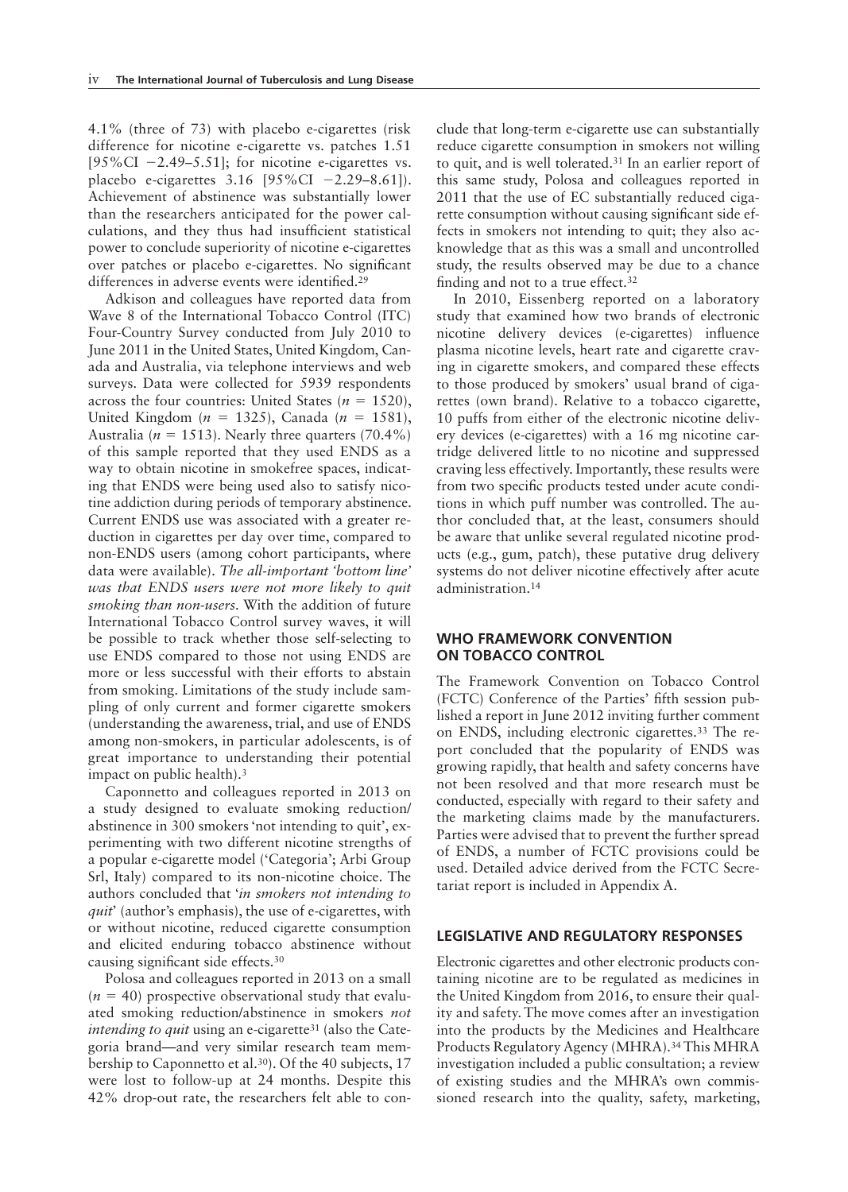4.1% (three of 73) with placebo e-cigarettes (risk difference for nicotine e-cigarette vs. patches 1.51 [95%CI −2.49–5.51]; for nicotine e-cigarettes vs. placebo e-cigarettes 3.16 [95%CI −2.29–8.61]). Achievement of abstinence was substantially lower than the researchers anticipated for the power calculations, and they thus had insufficient statistical power to conclude superiority of nicotine e-cigarettes over patches or placebo e-cigarettes. No significant differences in adverse events were identified.[29]

Adkison and colleagues have reported data from Wave 8 of the International Tobacco Control (ITC) Four-Country Survey conducted from July 2010 to June 2011 in the United States, United Kingdom, Canada and Australia, via telephone interviews and web surveys. Data were collected for 5939 respondents across the four countries: United States ($n$ = 1520), United Kingdom ($n$ = 1325), Canada ($n$ = 1581), Australia ($n$ = 1513). Nearly three quarters (70.4%) of this sample reported that they used ENDS as a way to obtain nicotine in smokefree spaces, indicating that ENDS were being used also to satisfy nicotine addiction during periods of temporary abstinence. Current ENDS use was associated with a greater reduction in cigarettes per day over time, compared to non-ENDS users (among cohort participants, where data were available). *The all-important 'bottom line' was that ENDS users were not more likely to quit smoking than non-users*. With the addition of future International Tobacco Control survey waves, it will be possible to track whether those self-selecting to use ENDS compared to those not using ENDS are more or less successful with their efforts to abstain from smoking. Limitations of the study include sampling of only current and former cigarette smokers (understanding the awareness, trial, and use of ENDS among non-smokers, in particular adolescents, is of great importance to understanding their potential impact on public health).[3]

Caponnetto and colleagues reported in 2013 on a study designed to evaluate smoking reduction/abstinence in 300 smokers 'not intending to quit', experimenting with two different nicotine strengths of a popular e-cigarette model ('Categoria'; Arbi Group Srl, Italy) compared to its non-nicotine choice. The authors concluded that '*in smokers not intending to quit*' (author's emphasis), the use of e-cigarettes, with or without nicotine, reduced cigarette consumption and elicited enduring tobacco abstinence without causing significant side effects.[30]

Polosa and colleagues reported in 2013 on a small ($n$ = 40) prospective observational study that evaluated smoking reduction/abstinence in smokers *not intending to quit* using an e-cigarette[31] (also the Categoria brand—and very similar research team membership to Caponnetto et al.[30]). Of the 40 subjects, 17 were lost to follow-up at 24 months. Despite this 42% drop-out rate, the researchers felt able to conclude that long-term e-cigarette use can substantially reduce cigarette consumption in smokers not willing to quit, and is well tolerated.[31] In an earlier report of this same study, Polosa and colleagues reported in 2011 that the use of EC substantially reduced cigarette consumption without causing significant side effects in smokers not intending to quit; they also acknowledge that as this was a small and uncontrolled study, the results observed may be due to a chance finding and not to a true effect.[32]

In 2010, Eissenberg reported on a laboratory study that examined how two brands of electronic nicotine delivery devices (e-cigarettes) influence plasma nicotine levels, heart rate and cigarette craving in cigarette smokers, and compared these effects to those produced by smokers' usual brand of cigarettes (own brand). Relative to a tobacco cigarette, 10 puffs from either of the electronic nicotine delivery devices (e-cigarettes) with a 16 mg nicotine cartridge delivered little to no nicotine and suppressed craving less effectively. Importantly, these results were from two specific products tested under acute conditions in which puff number was controlled. The author concluded that, at the least, consumers should be aware that unlike several regulated nicotine products (e.g., gum, patch), these putative drug delivery systems do not deliver nicotine effectively after acute administration.[14]

## WHO FRAMEWORK CONVENTION ON TOBACCO CONTROL

The Framework Convention on Tobacco Control (FCTC) Conference of the Parties' fifth session published a report in June 2012 inviting further comment on ENDS, including electronic cigarettes.[33] The report concluded that the popularity of ENDS was growing rapidly, that health and safety concerns have not been resolved and that more research must be conducted, especially with regard to their safety and the marketing claims made by the manufacturers. Parties were advised that to prevent the further spread of ENDS, a number of FCTC provisions could be used. Detailed advice derived from the FCTC Secretariat report is included in Appendix A.

## LEGISLATIVE AND REGULATORY RESPONSES

Electronic cigarettes and other electronic products containing nicotine are to be regulated as medicines in the United Kingdom from 2016, to ensure their quality and safety. The move comes after an investigation into the products by the Medicines and Healthcare Products Regulatory Agency (MHRA).[34] This MHRA investigation included a public consultation; a review of existing studies and the MHRA's own commissioned research into the quality, safety, marketing,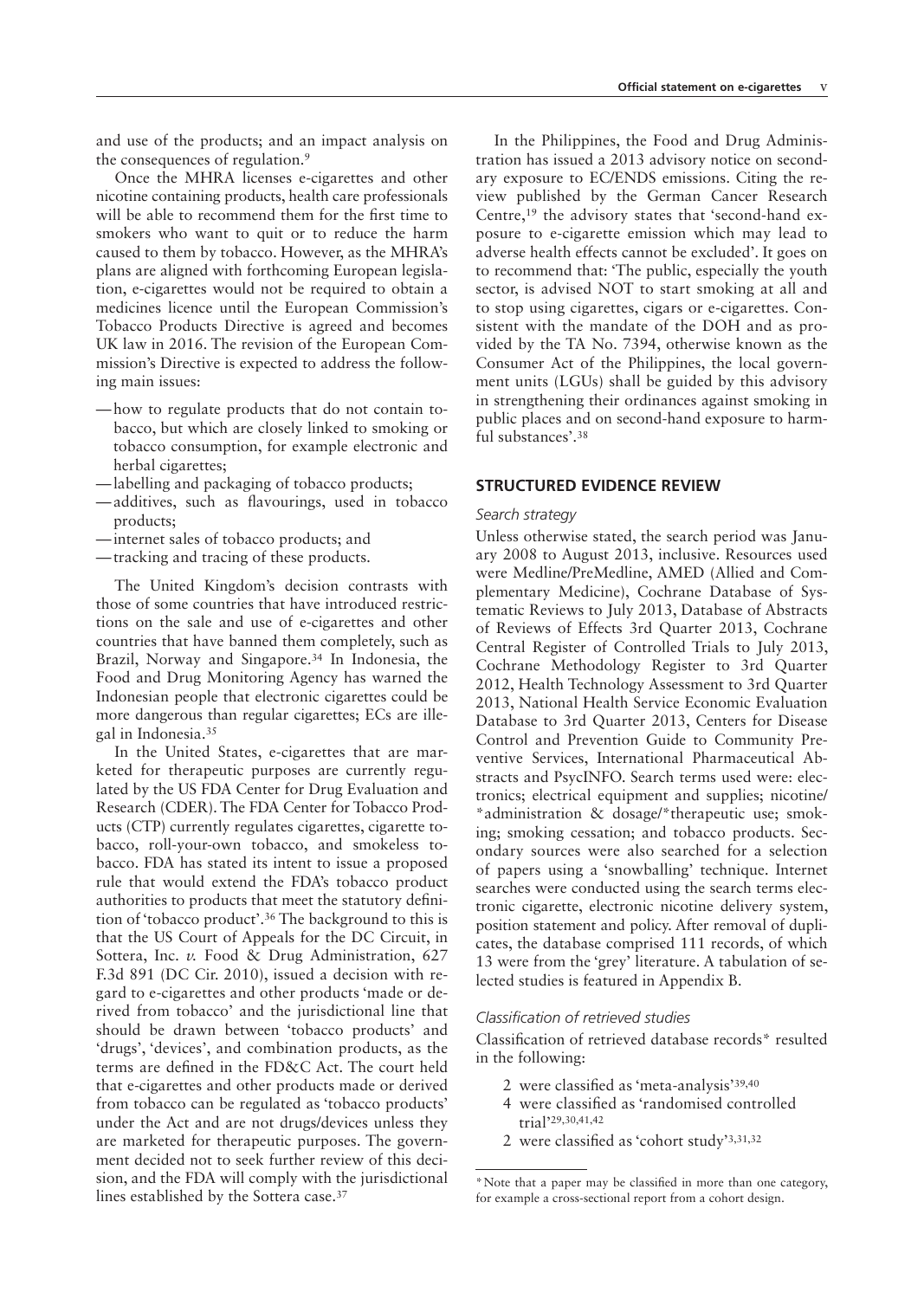and use of the products; and an impact analysis on the consequences of regulation.[9]

Once the MHRA licenses e-cigarettes and other nicotine containing products, health care professionals will be able to recommend them for the first time to smokers who want to quit or to reduce the harm caused to them by tobacco. However, as the MHRA's plans are aligned with forthcoming European legislation, e-cigarettes would not be required to obtain a medicines licence until the European Commission's Tobacco Products Directive is agreed and becomes UK law in 2016. The revision of the European Commission's Directive is expected to address the following main issues:

- how to regulate products that do not contain tobacco, but which are closely linked to smoking or tobacco consumption, for example electronic and herbal cigarettes;
- labelling and packaging of tobacco products;
- additives, such as flavourings, used in tobacco products;
- internet sales of tobacco products; and
- tracking and tracing of these products.

The United Kingdom's decision contrasts with those of some countries that have introduced restrictions on the sale and use of e-cigarettes and other countries that have banned them completely, such as Brazil, Norway and Singapore.[34] In Indonesia, the Food and Drug Monitoring Agency has warned the Indonesian people that electronic cigarettes could be more dangerous than regular cigarettes; ECs are illegal in Indonesia.[35]

In the United States, e-cigarettes that are marketed for therapeutic purposes are currently regulated by the US FDA Center for Drug Evaluation and Research (CDER). The FDA Center for Tobacco Products (CTP) currently regulates cigarettes, cigarette tobacco, roll-your-own tobacco, and smokeless tobacco. FDA has stated its intent to issue a proposed rule that would extend the FDA's tobacco product authorities to products that meet the statutory definition of 'tobacco product'.[36] The background to this is that the US Court of Appeals for the DC Circuit, in Sottera, Inc. *v.* Food & Drug Administration, 627 F.3d 891 (DC Cir. 2010), issued a decision with regard to e-cigarettes and other products 'made or derived from tobacco' and the jurisdictional line that should be drawn between 'tobacco products' and 'drugs', 'devices', and combination products, as the terms are defined in the FD&C Act. The court held that e-cigarettes and other products made or derived from tobacco can be regulated as 'tobacco products' under the Act and are not drugs/devices unless they are marketed for therapeutic purposes. The government decided not to seek further review of this decision, and the FDA will comply with the jurisdictional lines established by the Sottera case.[37]

In the Philippines, the Food and Drug Administration has issued a 2013 advisory notice on secondary exposure to EC/ENDS emissions. Citing the review published by the German Cancer Research Centre,[19] the advisory states that 'second-hand exposure to e-cigarette emission which may lead to adverse health effects cannot be excluded'. It goes on to recommend that: 'The public, especially the youth sector, is advised NOT to start smoking at all and to stop using cigarettes, cigars or e-cigarettes. Consistent with the mandate of the DOH and as provided by the TA No. 7394, otherwise known as the Consumer Act of the Philippines, the local government units (LGUs) shall be guided by this advisory in strengthening their ordinances against smoking in public places and on second-hand exposure to harmful substances'.[38]

## STRUCTURED EVIDENCE REVIEW

### *Search strategy*

Unless otherwise stated, the search period was January 2008 to August 2013, inclusive. Resources used were Medline/PreMedline, AMED (Allied and Complementary Medicine), Cochrane Database of Systematic Reviews to July 2013, Database of Abstracts of Reviews of Effects 3rd Quarter 2013, Cochrane Central Register of Controlled Trials to July 2013, Cochrane Methodology Register to 3rd Quarter 2012, Health Technology Assessment to 3rd Quarter 2013, National Health Service Economic Evaluation Database to 3rd Quarter 2013, Centers for Disease Control and Prevention Guide to Community Preventive Services, International Pharmaceutical Abstracts and PsycINFO. Search terms used were: electronics; electrical equipment and supplies; nicotine/ *administration & dosage/*therapeutic use; smoking; smoking cessation; and tobacco products. Secondary sources were also searched for a selection of papers using a 'snowballing' technique. Internet searches were conducted using the search terms electronic cigarette, electronic nicotine delivery system, position statement and policy. After removal of duplicates, the database comprised 111 records, of which 13 were from the 'grey' literature. A tabulation of selected studies is featured in Appendix B.

### *Classification of retrieved studies*

Classification of retrieved database records* resulted in the following:

- 2 were classified as 'meta-analysis'[39,40]
- 4 were classified as 'randomised controlled trial'[29,30,41,42]
- 2 were classified as 'cohort study'[3,31,32]

*Note that a paper may be classified in more than one category, for example a cross-sectional report from a cohort design.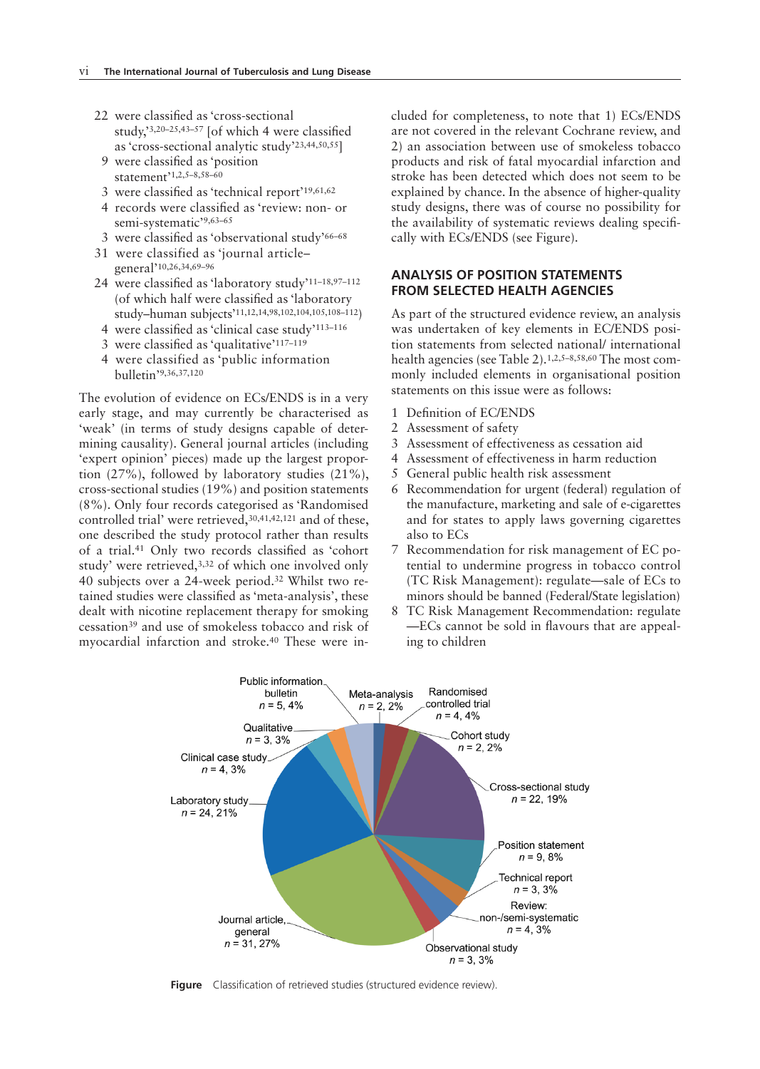- 22 were classified as 'cross-sectional study,'[3,20–25,43–57] [of which 4 were classified as 'cross-sectional analytic study'[23,44,50,55]]
- 9 were classified as 'position statement'[1,2,5–8,58–60]
- 3 were classified as 'technical report'[19,61,62]
- 4 records were classified as 'review: non- or semi-systematic'[9,63–65]
- 3 were classified as 'observational study'[66–68]
- 31 were classified as 'journal article–general'[10,26,34,69–96]
- 24 were classified as 'laboratory study'[11–18,97–112] (of which half were classified as 'laboratory study–human subjects'[11,12,14,98,102,104,105,108–112])
- 4 were classified as 'clinical case study'[113–116]
- 3 were classified as 'qualitative'[117–119]
- 4 were classified as 'public information bulletin'[9,36,37,120]

The evolution of evidence on ECs/ENDS is in a very early stage, and may currently be characterised as 'weak' (in terms of study designs capable of determining causality). General journal articles (including 'expert opinion' pieces) made up the largest proportion (27%), followed by laboratory studies (21%), cross-sectional studies (19%) and position statements (8%). Only four records categorised as 'Randomised controlled trial' were retrieved,[30,41,42,121] and of these, one described the study protocol rather than results of a trial.[41] Only two records classified as 'cohort study' were retrieved,[3,32] of which only one involved only 40 subjects over a 24-week period.[32] Whilst two retained studies were classified as 'meta-analysis', these dealt with nicotine replacement therapy for smoking cessation[39] and use of smokeless tobacco and risk of myocardial infarction and stroke.[40] These were included for completeness, to note that 1) ECs/ENDS are not covered in the relevant Cochrane review, and 2) an association between use of smokeless tobacco products and risk of fatal myocardial infarction and stroke has been detected which does not seem to be explained by chance. In the absence of higher-quality study designs, there was of course no possibility for the availability of systematic reviews dealing specifically with ECs/ENDS (see Figure).

## ANALYSIS OF POSITION STATEMENTS FROM SELECTED HEALTH AGENCIES

As part of the structured evidence review, an analysis was undertaken of key elements in EC/ENDS position statements from selected national/ international health agencies (see Table 2).[1,2,5–8,58,60] The most commonly included elements in organisational position statements on this issue were as follows:

1. Definition of EC/ENDS
2. Assessment of safety
3. Assessment of effectiveness as cessation aid
4. Assessment of effectiveness in harm reduction
5. General public health risk assessment
6. Recommendation for urgent (federal) regulation of the manufacture, marketing and sale of e-cigarettes and for states to apply laws governing cigarettes also to ECs
7. Recommendation for risk management of EC potential to undermine progress in tobacco control (TC Risk Management): regulate—sale of ECs to minors should be banned (Federal/State legislation)
8. TC Risk Management Recommendation: regulate —ECs cannot be sold in flavours that are appealing to children

**Figure** Classification of retrieved studies (structured evidence review).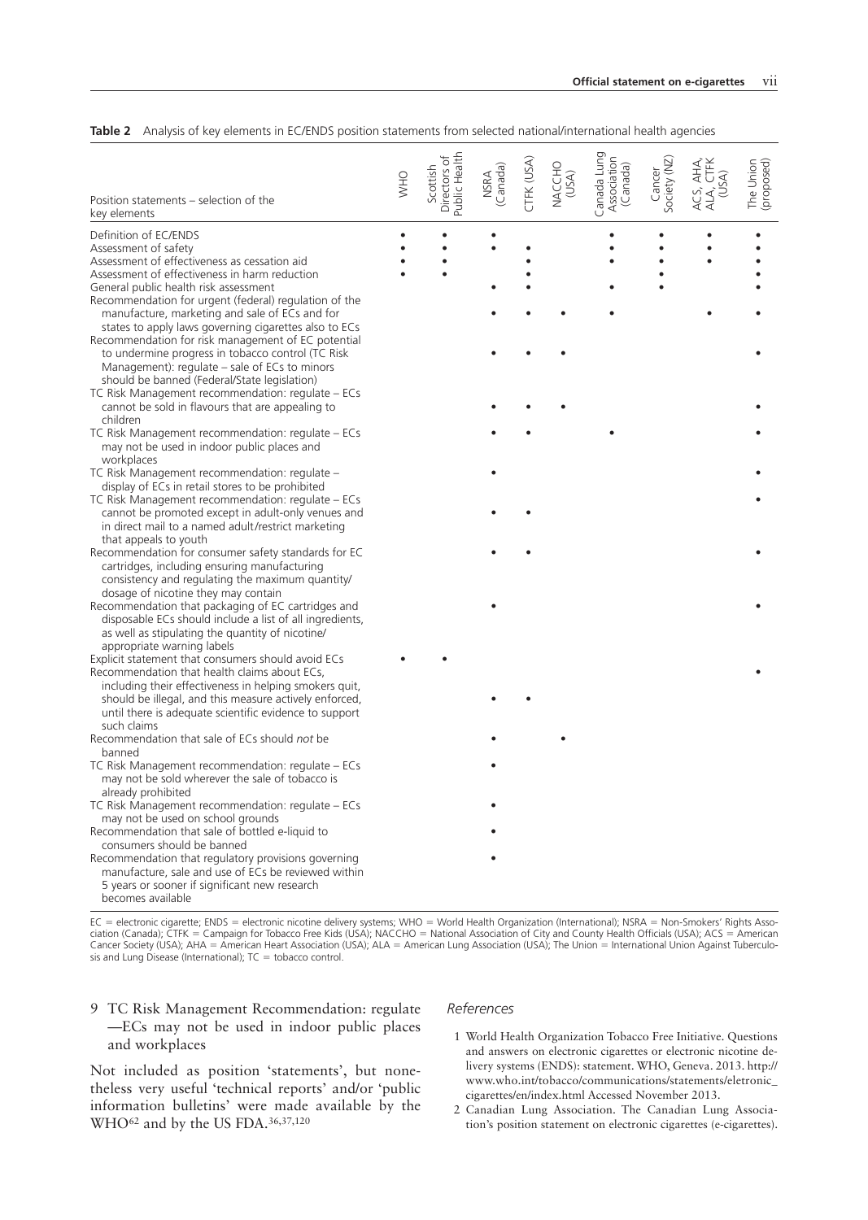**Table 2** Analysis of key elements in EC/ENDS position statements from selected national/international health agencies

| Position statements – selection of the key elements | WHO | Scottish Directors of Public Health | NSRA (Canada) | CTFK (USA) | NACCHO (USA) | Canada Lung Association (Canada) | Cancer Society (NZ) | ACS, AHA, ALA, CTFK (USA) | The Union (proposed) |
|---|---|---|---|---|---|---|---|---|---|
| Definition of EC/ENDS | • | • | • | | | • | • | • | • |
| Assessment of safety | • | • | • | • | | • | • | • | • |
| Assessment of effectiveness as cessation aid | • | • | | • | | • | • | • | • |
| Assessment of effectiveness in harm reduction | • | • | | • | | | • | | • |
| General public health risk assessment | | | • | • | | • | • | | • |
| Recommendation for urgent (federal) regulation of the manufacture, marketing and sale of ECs and for states to apply laws governing cigarettes also to ECs | | | • | • | • | • | | • | • |
| Recommendation for risk management of EC potential to undermine progress in tobacco control (TC Risk Management): regulate – sale of ECs to minors should be banned (Federal/State legislation) | | | • | • | • | | | | • |
| TC Risk Management recommendation: regulate – ECs cannot be sold in flavours that are appealing to children | | | • | • | • | | | | • |
| TC Risk Management recommendation: regulate – ECs may not be used in indoor public places and workplaces | | | • | • | | • | | | • |
| TC Risk Management recommendation: regulate – display of ECs in retail stores to be prohibited | | | • | | | | | | • |
| TC Risk Management recommendation: regulate – ECs cannot be promoted except in adult-only venues and in direct mail to a named adult/restrict marketing that appeals to youth | | | • | • | | | | | • |
| Recommendation for consumer safety standards for EC cartridges, including ensuring manufacturing consistency and regulating the maximum quantity/dosage of nicotine they may contain | | | • | • | | | | | • |
| Recommendation that packaging of EC cartridges and disposable ECs should include a list of all ingredients, as well as stipulating the quantity of nicotine/appropriate warning labels | | | • | | | | | | • |
| Explicit statement that consumers should avoid ECs | • | • | | | | | | | |
| Recommendation that health claims about ECs, including their effectiveness in helping smokers quit, should be illegal, and this measure actively enforced, until there is adequate scientific evidence to support such claims | | | • | • | | | | | • |
| Recommendation that sale of ECs should *not* be banned | | | • | | • | | | | |
| TC Risk Management recommendation: regulate – ECs may not be sold wherever the sale of tobacco is already prohibited | | | • | | | | | | |
| TC Risk Management recommendation: regulate – ECs may not be used on school grounds | | | • | | | | | | |
| Recommendation that sale of bottled e-liquid to consumers should be banned | | | • | | | | | | |
| Recommendation that regulatory provisions governing manufacture, sale and use of ECs be reviewed within 5 years or sooner if significant new research becomes available | | | • | | | | | | |

EC = electronic cigarette; ENDS = electronic nicotine delivery systems; WHO = World Health Organization (International); NSRA = Non-Smokers' Rights Association (Canada); CTFK = Campaign for Tobacco Free Kids (USA); NACCHO = National Association of City and County Health Officials (USA); ACS = American Cancer Society (USA); AHA = American Heart Association (USA); ALA = American Lung Association (USA); The Union = International Union Against Tuberculosis and Lung Disease (International); TC = tobacco control.

9 TC Risk Management Recommendation: regulate —ECs may not be used in indoor public places and workplaces

Not included as position 'statements', but nonetheless very useful 'technical reports' and/or 'public information bulletins' were made available by the WHO[62] and by the US FDA.[36,37,120]

*References*

1 World Health Organization Tobacco Free Initiative. Questions and answers on electronic cigarettes or electronic nicotine delivery systems (ENDS): statement. WHO, Geneva. 2013. http://www.who.int/tobacco/communications/statements/eletronic_cigarettes/en/index.html Accessed November 2013.

2 Canadian Lung Association. The Canadian Lung Association's position statement on electronic cigarettes (e-cigarettes).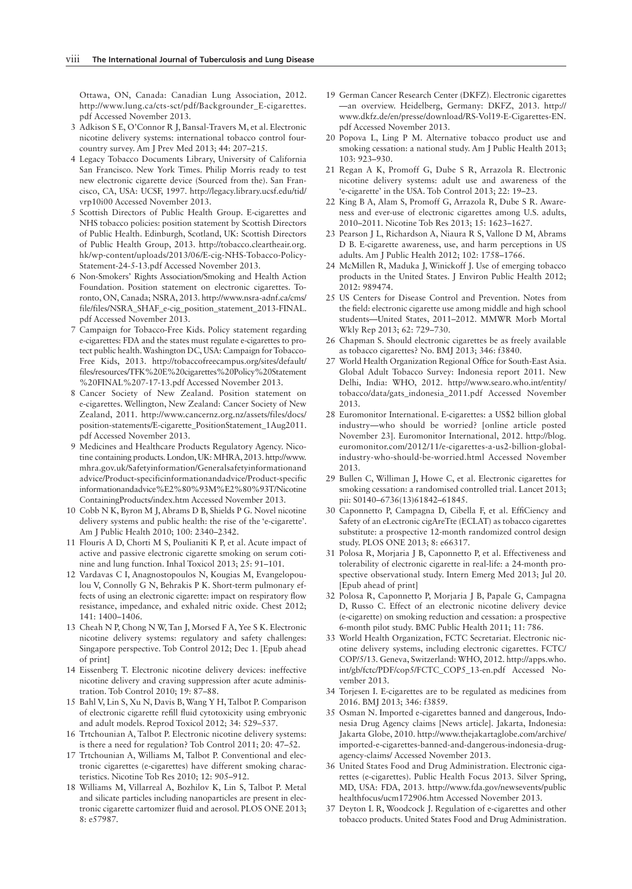Ottawa, ON, Canada: Canadian Lung Association, 2012. http://www.lung.ca/cts-sct/pdf/Backgrounder_E-cigarettes.pdf Accessed November 2013.

3 Adkison S E, O'Connor R J, Bansal-Travers M, et al. Electronic nicotine delivery systems: international tobacco control four-country survey. Am J Prev Med 2013; 44: 207–215.

4 Legacy Tobacco Documents Library, University of California San Francisco. New York Times. Philip Morris ready to test new electronic cigarette device (Sourced from the). San Francisco, CA, USA: UCSF, 1997. http://legacy.library.ucsf.edu/tid/vrp10i00 Accessed November 2013.

5 Scottish Directors of Public Health Group. E-cigarettes and NHS tobacco policies: position statement by Scottish Directors of Public Health. Edinburgh, Scotland, UK: Scottish Directors of Public Health Group, 2013. http://tobacco.cleartheair.org.hk/wp-content/uploads/2013/06/E-cig-NHS-Tobacco-Policy-Statement-24-5-13.pdf Accessed November 2013.

6 Non-Smokers' Rights Association/Smoking and Health Action Foundation. Position statement on electronic cigarettes. Toronto, ON, Canada; NSRA, 2013. http://www.nsra-adnf.ca/cms/file/files/NSRA_SHAF_e-cig_position_statement_2013-FINAL.pdf Accessed November 2013.

7 Campaign for Tobacco-Free Kids. Policy statement regarding e-cigarettes: FDA and the states must regulate e-cigarettes to protect public health. Washington DC, USA: Campaign for Tobacco-Free Kids, 2013. http://tobaccofreecampus.org/sites/default/files/resources/TFK%20E%20cigarettes%20Policy%20Statement%20FINAL%207-17-13.pdf Accessed November 2013.

8 Cancer Society of New Zealand. Position statement on e-cigarettes. Wellington, New Zealand: Cancer Society of New Zealand, 2011. http://www.cancernz.org.nz/assets/files/docs/position-statements/E-cigarette_PositionStatement_1Aug2011.pdf Accessed November 2013.

9 Medicines and Healthcare Products Regulatory Agency. Nicotine containing products. London, UK: MHRA, 2013. http://www.mhra.gov.uk/Safetyinformation/Generalsafetyinformationandadvice/Product-specificinformationandadvice/Product-specificinformationandadvice%E2%80%93M%E2%80%93T/NicotineContainingProducts/index.htm Accessed November 2013.

10 Cobb N K, Byron M J, Abrams D B, Shields P G. Novel nicotine delivery systems and public health: the rise of the 'e-cigarette'. Am J Public Health 2010; 100: 2340–2342.

11 Flouris A D, Chorti M S, Poulianiti K P, et al. Acute impact of active and passive electronic cigarette smoking on serum cotinine and lung function. Inhal Toxicol 2013; 25: 91–101.

12 Vardavas C I, Anagnostopoulos N, Kougias M, Evangelopoulou V, Connolly G N, Behrakis P K. Short-term pulmonary effects of using an electronic cigarette: impact on respiratory flow resistance, impedance, and exhaled nitric oxide. Chest 2012; 141: 1400–1406.

13 Cheah N P, Chong N W, Tan J, Morsed F A, Yee S K. Electronic nicotine delivery systems: regulatory and safety challenges: Singapore perspective. Tob Control 2012; Dec 1. [Epub ahead of print]

14 Eissenberg T. Electronic nicotine delivery devices: ineffective nicotine delivery and craving suppression after acute administration. Tob Control 2010; 19: 87–88.

15 Bahl V, Lin S, Xu N, Davis B, Wang Y H, Talbot P. Comparison of electronic cigarette refill fluid cytotoxicity using embryonic and adult models. Reprod Toxicol 2012; 34: 529–537.

16 Trtchounian A, Talbot P. Electronic nicotine delivery systems: is there a need for regulation? Tob Control 2011; 20: 47–52.

17 Trtchounian A, Williams M, Talbot P. Conventional and electronic cigarettes (e-cigarettes) have different smoking characteristics. Nicotine Tob Res 2010; 12: 905–912.

18 Williams M, Villarreal A, Bozhilov K, Lin S, Talbot P. Metal and silicate particles including nanoparticles are present in electronic cigarette cartomizer fluid and aerosol. PLOS ONE 2013; 8: e57987.

19 German Cancer Research Center (DKFZ). Electronic cigarettes—an overview. Heidelberg, Germany: DKFZ, 2013. http://www.dkfz.de/en/presse/download/RS-Vol19-E-Cigarettes-EN.pdf Accessed November 2013.

20 Popova L, Ling P M. Alternative tobacco product use and smoking cessation: a national study. Am J Public Health 2013; 103: 923–930.

21 Regan A K, Promoff G, Dube S R, Arrazola R. Electronic nicotine delivery systems: adult use and awareness of the 'e-cigarette' in the USA. Tob Control 2013; 22: 19–23.

22 King B A, Alam S, Promoff G, Arrazola R, Dube S R. Awareness and ever-use of electronic cigarettes among U.S. adults, 2010–2011. Nicotine Tob Res 2013; 15: 1623–1627.

23 Pearson J L, Richardson A, Niaura R S, Vallone D M, Abrams D B. E-cigarette awareness, use, and harm perceptions in US adults. Am J Public Health 2012; 102: 1758–1766.

24 McMillen R, Maduka J, Winickoff J. Use of emerging tobacco products in the United States. J Environ Public Health 2012; 2012: 989474.

25 US Centers for Disease Control and Prevention. Notes from the field: electronic cigarette use among middle and high school students—United States, 2011–2012. MMWR Morb Mortal Wkly Rep 2013; 62: 729–730.

26 Chapman S. Should electronic cigarettes be as freely available as tobacco cigarettes? No. BMJ 2013; 346: f3840.

27 World Health Organization Regional Office for South-East Asia. Global Adult Tobacco Survey: Indonesia report 2011. New Delhi, India: WHO, 2012. http://www.searo.who.int/entity/tobacco/data/gats_indonesia_2011.pdf Accessed November 2013.

28 Euromonitor International. E-cigarettes: a US$2 billion global industry—who should be worried? [online article posted November 23]. Euromonitor International, 2012. http://blog.euromonitor.com/2012/11/e-cigarettes-a-us2-billion-global-industry-who-should-be-worried.html Accessed November 2013.

29 Bullen C, Williman J, Howe C, et al. Electronic cigarettes for smoking cessation: a randomised controlled trial. Lancet 2013; pii: S0140–6736(13)61842–61845.

30 Caponnetto P, Campagna D, Cibella F, et al. EffiCiency and Safety of an eLectronic cigAreTte (ECLAT) as tobacco cigarettes substitute: a prospective 12-month randomized control design study. PLOS ONE 2013; 8: e66317.

31 Polosa R, Morjaria J B, Caponnetto P, et al. Effectiveness and tolerability of electronic cigarette in real-life: a 24-month prospective observational study. Intern Emerg Med 2013; Jul 20. [Epub ahead of print]

32 Polosa R, Caponnetto P, Morjaria J B, Papale G, Campagna D, Russo C. Effect of an electronic nicotine delivery device (e-cigarette) on smoking reduction and cessation: a prospective 6-month pilot study. BMC Public Health 2011; 11: 786.

33 World Health Organization, FCTC Secretariat. Electronic nicotine delivery systems, including electronic cigarettes. FCTC/COP/5/13. Geneva, Switzerland: WHO, 2012. http://apps.who.int/gb/fctc/PDF/cop5/FCTC_COP5_13-en.pdf Accessed November 2013.

34 Torjesen I. E-cigarettes are to be regulated as medicines from 2016. BMJ 2013; 346: f3859.

35 Osman N. Imported e-cigarettes banned and dangerous, Indonesia Drug Agency claims [News article]. Jakarta, Indonesia: Jakarta Globe, 2010. http://www.thejakartaglobe.com/archive/imported-e-cigarettes-banned-and-dangerous-indonesia-drug-agency-claims/ Accessed November 2013.

36 United States Food and Drug Administration. Electronic cigarettes (e-cigarettes). Public Health Focus 2013. Silver Spring, MD, USA: FDA, 2013. http://www.fda.gov/newsevents/publichealthfocus/ucm172906.htm Accessed November 2013.

37 Deyton L R, Woodcock J. Regulation of e-cigarettes and other tobacco products. United States Food and Drug Administration.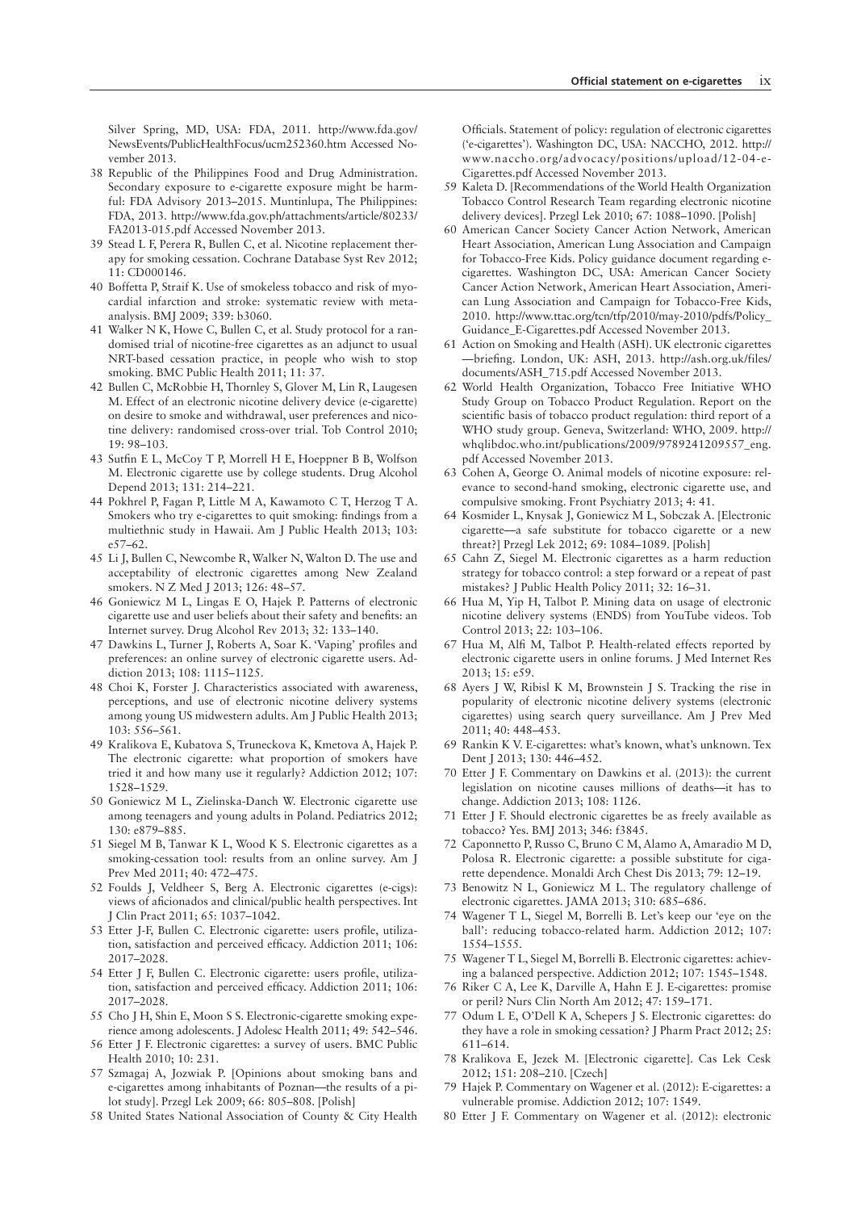Silver Spring, MD, USA: FDA, 2011. http://www.fda.gov/NewsEvents/PublicHealthFocus/ucm252360.htm Accessed November 2013.

38 Republic of the Philippines Food and Drug Administration. Secondary exposure to e-cigarette exposure might be harmful: FDA Advisory 2013–2015. Muntinlupa, The Philippines: FDA, 2013. http://www.fda.gov.ph/attachments/article/80233/FA2013-015.pdf Accessed November 2013.

39 Stead L F, Perera R, Bullen C, et al. Nicotine replacement therapy for smoking cessation. Cochrane Database Syst Rev 2012; 11: CD000146.

40 Boffetta P, Straif K. Use of smokeless tobacco and risk of myocardial infarction and stroke: systematic review with meta-analysis. BMJ 2009; 339: b3060.

41 Walker N K, Howe C, Bullen C, et al. Study protocol for a randomised trial of nicotine-free cigarettes as an adjunct to usual NRT-based cessation practice, in people who wish to stop smoking. BMC Public Health 2011; 11: 37.

42 Bullen C, McRobbie H, Thornley S, Glover M, Lin R, Laugesen M. Effect of an electronic nicotine delivery device (e-cigarette) on desire to smoke and withdrawal, user preferences and nicotine delivery: randomised cross-over trial. Tob Control 2010; 19: 98–103.

43 Sutfin E L, McCoy T P, Morrell H E, Hoeppner B B, Wolfson M. Electronic cigarette use by college students. Drug Alcohol Depend 2013; 131: 214–221.

44 Pokhrel P, Fagan P, Little M A, Kawamoto C T, Herzog T A. Smokers who try e-cigarettes to quit smoking: findings from a multiethnic study in Hawaii. Am J Public Health 2013; 103: e57–62.

45 Li J, Bullen C, Newcombe R, Walker N, Walton D. The use and acceptability of electronic cigarettes among New Zealand smokers. N Z Med J 2013; 126: 48–57.

46 Goniewicz M L, Lingas E O, Hajek P. Patterns of electronic cigarette use and user beliefs about their safety and benefits: an Internet survey. Drug Alcohol Rev 2013; 32: 133–140.

47 Dawkins L, Turner J, Roberts A, Soar K. 'Vaping' profiles and preferences: an online survey of electronic cigarette users. Addiction 2013; 108: 1115–1125.

48 Choi K, Forster J. Characteristics associated with awareness, perceptions, and use of electronic nicotine delivery systems among young US midwestern adults. Am J Public Health 2013; 103: 556–561.

49 Kralikova E, Kubatova S, Truneckova K, Kmetova A, Hajek P. The electronic cigarette: what proportion of smokers have tried it and how many use it regularly? Addiction 2012; 107: 1528–1529.

50 Goniewicz M L, Zielinska-Danch W. Electronic cigarette use among teenagers and young adults in Poland. Pediatrics 2012; 130: e879–885.

51 Siegel M B, Tanwar K L, Wood K S. Electronic cigarettes as a smoking-cessation tool: results from an online survey. Am J Prev Med 2011; 40: 472–475.

52 Foulds J, Veldheer S, Berg A. Electronic cigarettes (e-cigs): views of aficionados and clinical/public health perspectives. Int J Clin Pract 2011; 65: 1037–1042.

53 Etter J-F, Bullen C. Electronic cigarette: users profile, utilization, satisfaction and perceived efficacy. Addiction 2011; 106: 2017–2028.

54 Etter J F, Bullen C. Electronic cigarette: users profile, utilization, satisfaction and perceived efficacy. Addiction 2011; 106: 2017–2028.

55 Cho J H, Shin E, Moon S S. Electronic-cigarette smoking experience among adolescents. J Adolesc Health 2011; 49: 542–546.

56 Etter J F. Electronic cigarettes: a survey of users. BMC Public Health 2010; 10: 231.

57 Szmagaj A, Jozwiak P. [Opinions about smoking bans and e-cigarettes among inhabitants of Poznan—the results of a pilot study]. Przegl Lek 2009; 66: 805–808. [Polish]

58 United States National Association of County & City Health Officials. Statement of policy: regulation of electronic cigarettes ('e-cigarettes'). Washington DC, USA: NACCHO, 2012. http://www.naccho.org/advocacy/positions/upload/12-04-e-Cigarettes.pdf Accessed November 2013.

59 Kaleta D. [Recommendations of the World Health Organization Tobacco Control Research Team regarding electronic nicotine delivery devices]. Przegl Lek 2010; 67: 1088–1090. [Polish]

60 American Cancer Society Cancer Action Network, American Heart Association, American Lung Association and Campaign for Tobacco-Free Kids. Policy guidance document regarding e-cigarettes. Washington DC, USA: American Cancer Society Cancer Action Network, American Heart Association, American Lung Association and Campaign for Tobacco-Free Kids, 2010. http://www.ttac.org/tcn/tfp/2010/may-2010/pdfs/Policy_Guidance_E-Cigarettes.pdf Accessed November 2013.

61 Action on Smoking and Health (ASH). UK electronic cigarettes—briefing. London, UK: ASH, 2013. http://ash.org.uk/files/documents/ASH_715.pdf Accessed November 2013.

62 World Health Organization, Tobacco Free Initiative WHO Study Group on Tobacco Product Regulation. Report on the scientific basis of tobacco product regulation: third report of a WHO study group. Geneva, Switzerland: WHO, 2009. http://whqlibdoc.who.int/publications/2009/9789241209557_eng.pdf Accessed November 2013.

63 Cohen A, George O. Animal models of nicotine exposure: relevance to second-hand smoking, electronic cigarette use, and compulsive smoking. Front Psychiatry 2013; 4: 41.

64 Kosmider L, Knysak J, Goniewicz M L, Sobczak A. [Electronic cigarette—a safe substitute for tobacco cigarette or a new threat?] Przegl Lek 2012; 69: 1084–1089. [Polish]

65 Cahn Z, Siegel M. Electronic cigarettes as a harm reduction strategy for tobacco control: a step forward or a repeat of past mistakes? J Public Health Policy 2011; 32: 16–31.

66 Hua M, Yip H, Talbot P. Mining data on usage of electronic nicotine delivery systems (ENDS) from YouTube videos. Tob Control 2013; 22: 103–106.

67 Hua M, Alfi M, Talbot P. Health-related effects reported by electronic cigarette users in online forums. J Med Internet Res 2013; 15: e59.

68 Ayers J W, Ribisl K M, Brownstein J S. Tracking the rise in popularity of electronic nicotine delivery systems (electronic cigarettes) using search query surveillance. Am J Prev Med 2011; 40: 448–453.

69 Rankin K V. E-cigarettes: what's known, what's unknown. Tex Dent J 2013; 130: 446–452.

70 Etter J F. Commentary on Dawkins et al. (2013): the current legislation on nicotine causes millions of deaths—it has to change. Addiction 2013; 108: 1126.

71 Etter J F. Should electronic cigarettes be as freely available as tobacco? Yes. BMJ 2013; 346: f3845.

72 Caponnetto P, Russo C, Bruno C M, Alamo A, Amaradio M D, Polosa R. Electronic cigarette: a possible substitute for cigarette dependence. Monaldi Arch Chest Dis 2013; 79: 12–19.

73 Benowitz N L, Goniewicz M L. The regulatory challenge of electronic cigarettes. JAMA 2013; 310: 685–686.

74 Wagener T L, Siegel M, Borrelli B. Let's keep our 'eye on the ball': reducing tobacco-related harm. Addiction 2012; 107: 1554–1555.

75 Wagener T L, Siegel M, Borrelli B. Electronic cigarettes: achieving a balanced perspective. Addiction 2012; 107: 1545–1548.

76 Riker C A, Lee K, Darville A, Hahn E J. E-cigarettes: promise or peril? Nurs Clin North Am 2012; 47: 159–171.

77 Odum L E, O'Dell K A, Schepers J S. Electronic cigarettes: do they have a role in smoking cessation? J Pharm Pract 2012; 25: 611–614.

78 Kralikova E, Jezek M. [Electronic cigarette]. Cas Lek Cesk 2012; 151: 208–210. [Czech]

79 Hajek P. Commentary on Wagener et al. (2012): E-cigarettes: a vulnerable promise. Addiction 2012; 107: 1549.

80 Etter J F. Commentary on Wagener et al. (2012): electronic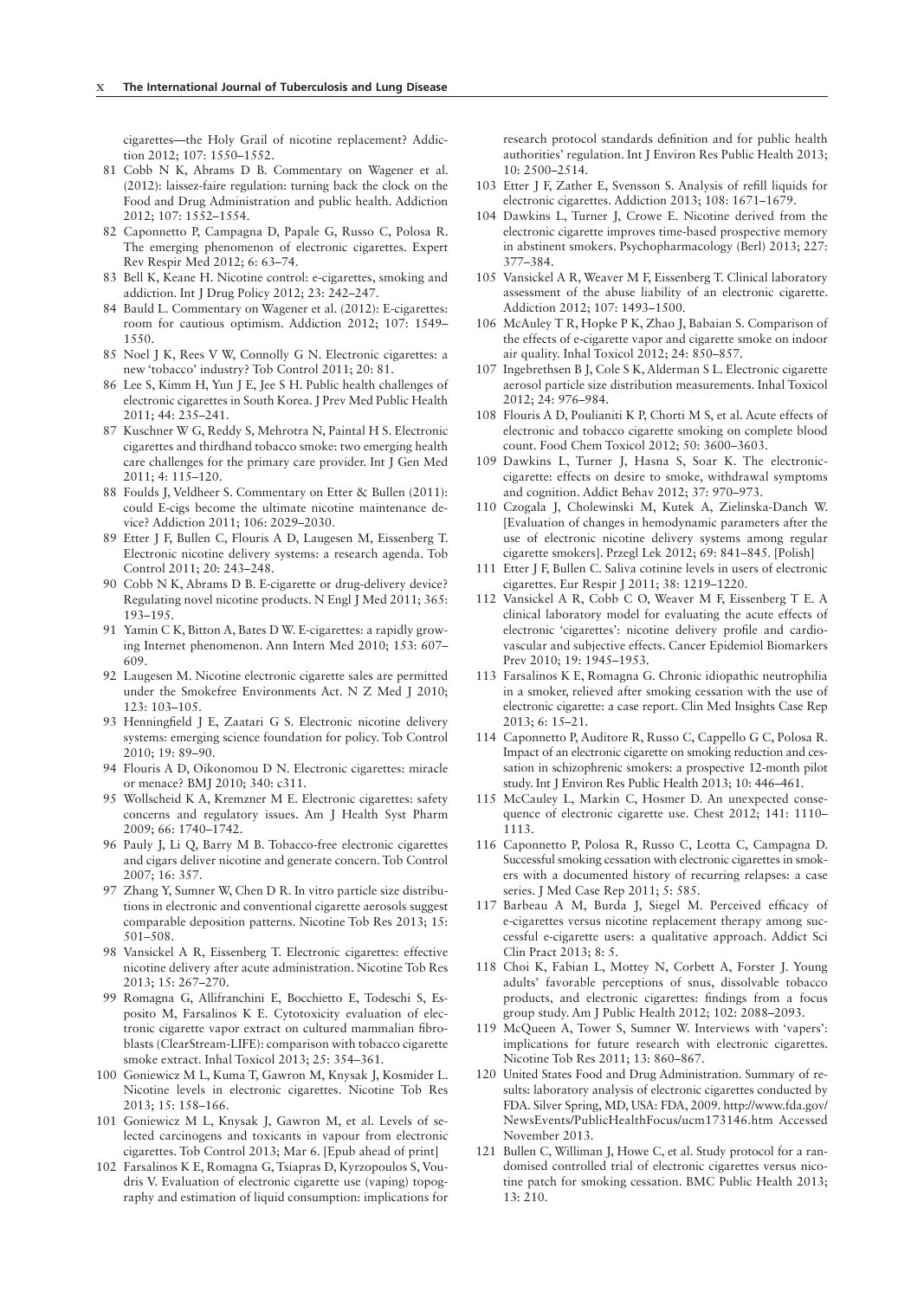cigarettes—the Holy Grail of nicotine replacement? Addiction 2012; 107: 1550–1552.

81 Cobb N K, Abrams D B. Commentary on Wagener et al. (2012): laissez-faire regulation: turning back the clock on the Food and Drug Administration and public health. Addiction 2012; 107: 1552–1554.

82 Caponnetto P, Campagna D, Papale G, Russo C, Polosa R. The emerging phenomenon of electronic cigarettes. Expert Rev Respir Med 2012; 6: 63–74.

83 Bell K, Keane H. Nicotine control: e-cigarettes, smoking and addiction. Int J Drug Policy 2012; 23: 242–247.

84 Bauld L. Commentary on Wagener et al. (2012): E-cigarettes: room for cautious optimism. Addiction 2012; 107: 1549–1550.

85 Noel J K, Rees V W, Connolly G N. Electronic cigarettes: a new 'tobacco' industry? Tob Control 2011; 20: 81.

86 Lee S, Kimm H, Yun J E, Jee S H. Public health challenges of electronic cigarettes in South Korea. J Prev Med Public Health 2011; 44: 235–241.

87 Kuschner W G, Reddy S, Mehrotra N, Paintal H S. Electronic cigarettes and thirdhand tobacco smoke: two emerging health care challenges for the primary care provider. Int J Gen Med 2011; 4: 115–120.

88 Foulds J, Veldheer S. Commentary on Etter & Bullen (2011): could E-cigs become the ultimate nicotine maintenance device? Addiction 2011; 106: 2029–2030.

89 Etter J F, Bullen C, Flouris A D, Laugesen M, Eissenberg T. Electronic nicotine delivery systems: a research agenda. Tob Control 2011; 20: 243–248.

90 Cobb N K, Abrams D B. E-cigarette or drug-delivery device? Regulating novel nicotine products. N Engl J Med 2011; 365: 193–195.

91 Yamin C K, Bitton A, Bates D W. E-cigarettes: a rapidly growing Internet phenomenon. Ann Intern Med 2010; 153: 607–609.

92 Laugesen M. Nicotine electronic cigarette sales are permitted under the Smokefree Environments Act. N Z Med J 2010; 123: 103–105.

93 Henningfield J E, Zaatari G S. Electronic nicotine delivery systems: emerging science foundation for policy. Tob Control 2010; 19: 89–90.

94 Flouris A D, Oikonomou D N. Electronic cigarettes: miracle or menace? BMJ 2010; 340: c311.

95 Wollscheid K A, Kremzner M E. Electronic cigarettes: safety concerns and regulatory issues. Am J Health Syst Pharm 2009; 66: 1740–1742.

96 Pauly J, Li Q, Barry M B. Tobacco-free electronic cigarettes and cigars deliver nicotine and generate concern. Tob Control 2007; 16: 357.

97 Zhang Y, Sumner W, Chen D R. In vitro particle size distributions in electronic and conventional cigarette aerosols suggest comparable deposition patterns. Nicotine Tob Res 2013; 15: 501–508.

98 Vansickel A R, Eissenberg T. Electronic cigarettes: effective nicotine delivery after acute administration. Nicotine Tob Res 2013; 15: 267–270.

99 Romagna G, Allifranchini E, Bocchietto E, Todeschi S, Esposito M, Farsalinos K E. Cytotoxicity evaluation of electronic cigarette vapor extract on cultured mammalian fibroblasts (ClearStream-LIFE): comparison with tobacco cigarette smoke extract. Inhal Toxicol 2013; 25: 354–361.

100 Goniewicz M L, Kuma T, Gawron M, Knysak J, Kosmider L. Nicotine levels in electronic cigarettes. Nicotine Tob Res 2013; 15: 158–166.

101 Goniewicz M L, Knysak J, Gawron M, et al. Levels of selected carcinogens and toxicants in vapour from electronic cigarettes. Tob Control 2013; Mar 6. [Epub ahead of print]

102 Farsalinos K E, Romagna G, Tsiapras D, Kyrzopoulos S, Voudris V. Evaluation of electronic cigarette use (vaping) topography and estimation of liquid consumption: implications for research protocol standards definition and for public health authorities' regulation. Int J Environ Res Public Health 2013; 10: 2500–2514.

103 Etter J F, Zather E, Svensson S. Analysis of refill liquids for electronic cigarettes. Addiction 2013; 108: 1671–1679.

104 Dawkins L, Turner J, Crowe E. Nicotine derived from the electronic cigarette improves time-based prospective memory in abstinent smokers. Psychopharmacology (Berl) 2013; 227: 377–384.

105 Vansickel A R, Weaver M F, Eissenberg T. Clinical laboratory assessment of the abuse liability of an electronic cigarette. Addiction 2012; 107: 1493–1500.

106 McAuley T R, Hopke P K, Zhao J, Babaian S. Comparison of the effects of e-cigarette vapor and cigarette smoke on indoor air quality. Inhal Toxicol 2012; 24: 850–857.

107 Ingebrethsen B J, Cole S K, Alderman S L. Electronic cigarette aerosol particle size distribution measurements. Inhal Toxicol 2012; 24: 976–984.

108 Flouris A D, Poulianiti K P, Chorti M S, et al. Acute effects of electronic and tobacco cigarette smoking on complete blood count. Food Chem Toxicol 2012; 50: 3600–3603.

109 Dawkins L, Turner J, Hasna S, Soar K. The electronic-cigarette: effects on desire to smoke, withdrawal symptoms and cognition. Addict Behav 2012; 37: 970–973.

110 Czogala J, Cholewinski M, Kutek A, Zielinska-Danch W. [Evaluation of changes in hemodynamic parameters after the use of electronic nicotine delivery systems among regular cigarette smokers]. Przegl Lek 2012; 69: 841–845. [Polish]

111 Etter J F, Bullen C. Saliva cotinine levels in users of electronic cigarettes. Eur Respir J 2011; 38: 1219–1220.

112 Vansickel A R, Cobb C O, Weaver M F, Eissenberg T E. A clinical laboratory model for evaluating the acute effects of electronic 'cigarettes': nicotine delivery profile and cardiovascular and subjective effects. Cancer Epidemiol Biomarkers Prev 2010; 19: 1945–1953.

113 Farsalinos K E, Romagna G. Chronic idiopathic neutrophilia in a smoker, relieved after smoking cessation with the use of electronic cigarette: a case report. Clin Med Insights Case Rep 2013; 6: 15–21.

114 Caponnetto P, Auditore R, Russo C, Cappello G C, Polosa R. Impact of an electronic cigarette on smoking reduction and cessation in schizophrenic smokers: a prospective 12-month pilot study. Int J Environ Res Public Health 2013; 10: 446–461.

115 McCauley L, Markin C, Hosmer D. An unexpected consequence of electronic cigarette use. Chest 2012; 141: 1110–1113.

116 Caponnetto P, Polosa R, Russo C, Leotta C, Campagna D. Successful smoking cessation with electronic cigarettes in smokers with a documented history of recurring relapses: a case series. J Med Case Rep 2011; 5: 585.

117 Barbeau A M, Burda J, Siegel M. Perceived efficacy of e-cigarettes versus nicotine replacement therapy among successful e-cigarette users: a qualitative approach. Addict Sci Clin Pract 2013; 8: 5.

118 Choi K, Fabian L, Mottey N, Corbett A, Forster J. Young adults' favorable perceptions of snus, dissolvable tobacco products, and electronic cigarettes: findings from a focus group study. Am J Public Health 2012; 102: 2088–2093.

119 McQueen A, Tower S, Sumner W. Interviews with 'vapers': implications for future research with electronic cigarettes. Nicotine Tob Res 2011; 13: 860–867.

120 United States Food and Drug Administration. Summary of results: laboratory analysis of electronic cigarettes conducted by FDA. Silver Spring, MD, USA: FDA, 2009. http://www.fda.gov/NewsEvents/PublicHealthFocus/ucm173146.htm Accessed November 2013.

121 Bullen C, Williman J, Howe C, et al. Study protocol for a randomised controlled trial of electronic cigarettes versus nicotine patch for smoking cessation. BMC Public Health 2013; 13: 210.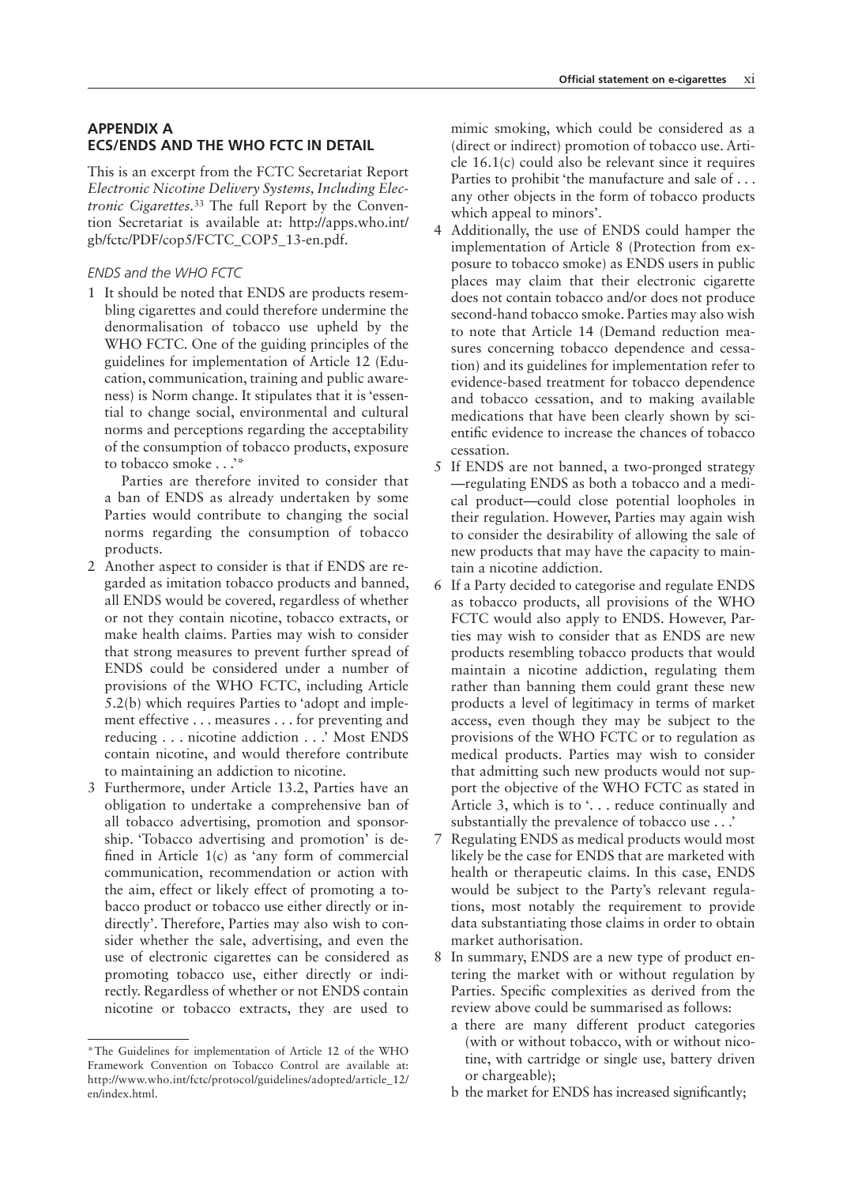## APPENDIX A
## ECS/ENDS AND THE WHO FCTC IN DETAIL

This is an excerpt from the FCTC Secretariat Report *Electronic Nicotine Delivery Systems, Including Electronic Cigarettes*.[33] The full Report by the Convention Secretariat is available at: http://apps.who.int/gb/fctc/PDF/cop5/FCTC_COP5_13-en.pdf.

*ENDS and the WHO FCTC*

1 It should be noted that ENDS are products resembling cigarettes and could therefore undermine the denormalisation of tobacco use upheld by the WHO FCTC. One of the guiding principles of the guidelines for implementation of Article 12 (Education, communication, training and public awareness) is Norm change. It stipulates that it is 'essential to change social, environmental and cultural norms and perceptions regarding the acceptability of the consumption of tobacco products, exposure to tobacco smoke . . .'*

   Parties are therefore invited to consider that a ban of ENDS as already undertaken by some Parties would contribute to changing the social norms regarding the consumption of tobacco products.

2 Another aspect to consider is that if ENDS are regarded as imitation tobacco products and banned, all ENDS would be covered, regardless of whether or not they contain nicotine, tobacco extracts, or make health claims. Parties may wish to consider that strong measures to prevent further spread of ENDS could be considered under a number of provisions of the WHO FCTC, including Article 5.2(b) which requires Parties to 'adopt and implement effective . . . measures . . . for preventing and reducing . . . nicotine addiction . . .' Most ENDS contain nicotine, and would therefore contribute to maintaining an addiction to nicotine.

3 Furthermore, under Article 13.2, Parties have an obligation to undertake a comprehensive ban of all tobacco advertising, promotion and sponsorship. 'Tobacco advertising and promotion' is defined in Article 1(c) as 'any form of commercial communication, recommendation or action with the aim, effect or likely effect of promoting a tobacco product or tobacco use either directly or indirectly'. Therefore, Parties may also wish to consider whether the sale, advertising, and even the use of electronic cigarettes can be considered as promoting tobacco use, either directly or indirectly. Regardless of whether or not ENDS contain nicotine or tobacco extracts, they are used to mimic smoking, which could be considered as a (direct or indirect) promotion of tobacco use. Article 16.1(c) could also be relevant since it requires Parties to prohibit 'the manufacture and sale of . . . any other objects in the form of tobacco products which appeal to minors'.

4 Additionally, the use of ENDS could hamper the implementation of Article 8 (Protection from exposure to tobacco smoke) as ENDS users in public places may claim that their electronic cigarette does not contain tobacco and/or does not produce second-hand tobacco smoke. Parties may also wish to note that Article 14 (Demand reduction measures concerning tobacco dependence and cessation) and its guidelines for implementation refer to evidence-based treatment for tobacco dependence and tobacco cessation, and to making available medications that have been clearly shown by scientific evidence to increase the chances of tobacco cessation.

5 If ENDS are not banned, a two-pronged strategy —regulating ENDS as both a tobacco and a medical product—could close potential loopholes in their regulation. However, Parties may again wish to consider the desirability of allowing the sale of new products that may have the capacity to maintain a nicotine addiction.

6 If a Party decided to categorise and regulate ENDS as tobacco products, all provisions of the WHO FCTC would also apply to ENDS. However, Parties may wish to consider that as ENDS are new products resembling tobacco products that would maintain a nicotine addiction, regulating them rather than banning them could grant these new products a level of legitimacy in terms of market access, even though they may be subject to the provisions of the WHO FCTC or to regulation as medical products. Parties may wish to consider that admitting such new products would not support the objective of the WHO FCTC as stated in Article 3, which is to '. . . reduce continually and substantially the prevalence of tobacco use . . .'

7 Regulating ENDS as medical products would most likely be the case for ENDS that are marketed with health or therapeutic claims. In this case, ENDS would be subject to the Party's relevant regulations, most notably the requirement to provide data substantiating those claims in order to obtain market authorisation.

8 In summary, ENDS are a new type of product entering the market with or without regulation by Parties. Specific complexities as derived from the review above could be summarised as follows:
   a there are many different product categories (with or without tobacco, with or without nicotine, with cartridge or single use, battery driven or chargeable);
   b the market for ENDS has increased significantly;

*The Guidelines for implementation of Article 12 of the WHO Framework Convention on Tobacco Control are available at: http://www.who.int/fctc/protocol/guidelines/adopted/article_12/en/index.html.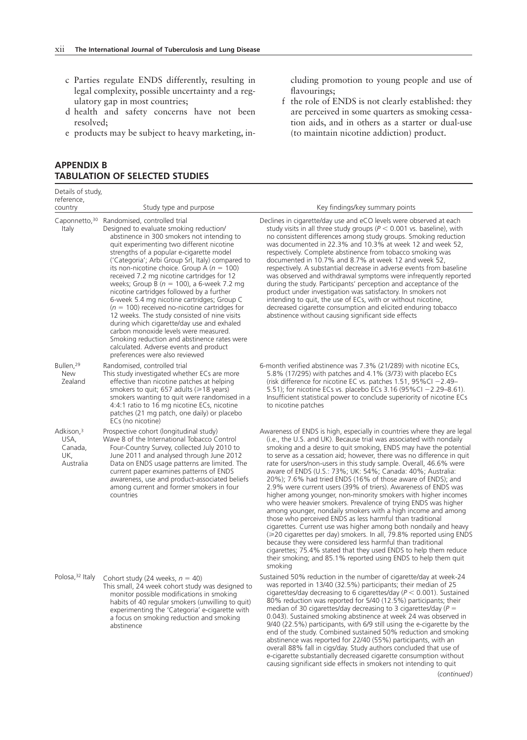c Parties regulate ENDS differently, resulting in legal complexity, possible uncertainty and a regulatory gap in most countries;

d health and safety concerns have not been resolved;

e products may be subject to heavy marketing, including promotion to young people and use of flavourings;

f the role of ENDS is not clearly established: they are perceived in some quarters as smoking cessation aids, and in others as a starter or dual-use (to maintain nicotine addiction) product.

## APPENDIX B
## TABULATION OF SELECTED STUDIES

| Details of study, reference, country | Study type and purpose | Key findings/key summary points |
|---|---|---|
| Caponnetto,[30] Italy | Randomised, controlled trial<br>Designed to evaluate smoking reduction/abstinence in 300 smokers not intending to quit experimenting two different nicotine strengths of a popular e-cigarette model ('Categoria'; Arbi Group Srl, Italy) compared to its non-nicotine choice. Group A ($n$ = 100) received 7.2 mg nicotine cartridges for 12 weeks; Group B ($n$ = 100), a 6-week 7.2 mg nicotine cartridges followed by a further 6-week 5.4 mg nicotine cartridges; Group C ($n$ = 100) received no-nicotine cartridges for 12 weeks. The study consisted of nine visits during which cigarette/day use and exhaled carbon monoxide levels were measured. Smoking reduction and abstinence rates were calculated. Adverse events and product preferences were also reviewed | Declines in cigarette/day use and eCO levels were observed at each study visits in all three study groups ($P < 0.001$ vs. baseline), with no consistent differences among study groups. Smoking reduction was documented in 22.3% and 10.3% at week 12 and week 52, respectively. Complete abstinence from tobacco smoking was documented in 10.7% and 8.7% at week 12 and week 52, respectively. A substantial decrease in adverse events from baseline was observed and withdrawal symptoms were infrequently reported during the study. Participants' perception and acceptance of the product under investigation was satisfactory. In smokers not intending to quit, the use of ECs, with or without nicotine, decreased cigarette consumption and elicited enduring tobacco abstinence without causing significant side effects |
| Bullen,[29] New Zealand | Randomised, controlled trial<br>This study investigated whether ECs are more effective than nicotine patches at helping smokers to quit; 657 adults (⩾18 years) smokers wanting to quit were randomised in a 4:4:1 ratio to 16 mg nicotine ECs, nicotine patches (21 mg patch, one daily) or placebo ECs (no nicotine) | 6-month verified abstinence was 7.3% (21/289) with nicotine ECs, 5.8% (17/295) with patches and 4.1% (3/73) with placebo ECs (risk difference for nicotine EC vs. patches 1.51, 95%CI −2.49–5.51); for nicotine ECs vs. placebo ECs 3.16 (95%CI −2.29–8.61). Insufficient statistical power to conclude superiority of nicotine ECs to nicotine patches |
| Adkison,[3] USA, Canada, UK, Australia | Prospective cohort (longitudinal study)<br>Wave 8 of the International Tobacco Control Four-Country Survey, collected July 2010 to June 2011 and analysed through June 2012<br>Data on ENDS usage patterns are limited. The current paper examines patterns of ENDS awareness, use and product-associated beliefs among current and former smokers in four countries | Awareness of ENDS is high, especially in countries where they are legal (i.e., the U.S. and UK). Because trial was associated with nondaily smoking and a desire to quit smoking, ENDS may have the potential to serve as a cessation aid; however, there was no difference in quit rate for users/non-users in this study sample. Overall, 46.6% were aware of ENDS (U.S.: 73%; UK: 54%; Canada: 40%; Australia: 20%); 7.6% had tried ENDS (16% of those aware of ENDS); and 2.9% were current users (39% of triers). Awareness of ENDS was higher among younger, non-minority smokers with higher incomes who were heavier smokers. Prevalence of trying ENDS was higher among younger, nondaily smokers with a high income and among those who perceived ENDS as less harmful than traditional cigarettes. Current use was higher among both nondaily and heavy (⩾20 cigarettes per day) smokers. In all, 79.8% reported using ENDS because they were considered less harmful than traditional cigarettes; 75.4% stated that they used ENDS to help them reduce their smoking; and 85.1% reported using ENDS to help them quit smoking |
| Polosa,[32] Italy | Cohort study (24 weeks, $n$ = 40)<br>This small, 24 week cohort study was designed to monitor possible modifications in smoking habits of 40 regular smokers (unwilling to quit) experimenting the 'Categoria' e-cigarette with a focus on smoking reduction and smoking abstinence | Sustained 50% reduction in the number of cigarette/day at week-24 was reported in 13/40 (32.5%) participants; their median of 25 cigarettes/day decreasing to 6 cigarettes/day ($P < 0.001$). Sustained 80% reduction was reported for 5/40 (12.5%) participants; their median of 30 cigarettes/day decreasing to 3 cigarettes/day ($P$ = 0.043). Sustained smoking abstinence at week 24 was observed in 9/40 (22.5%) participants, with 6/9 still using the e-cigarette by the end of the study. Combined sustained 50% reduction and smoking abstinence was reported for 22/40 (55%) participants, with an overall 88% fall in cigs/day. Study authors concluded that use of e-cigarette substantially decreased cigarette consumption without causing significant side effects in smokers not intending to quit |

(*continued*)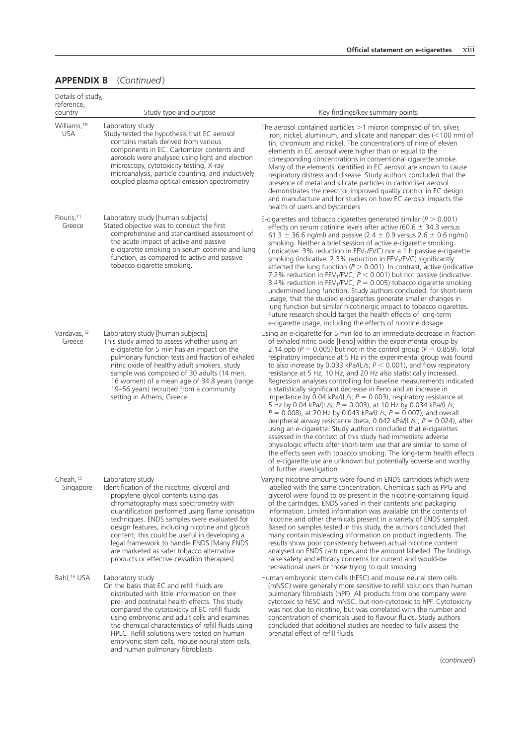## APPENDIX B (*Continued*)

| Details of study, reference, country | Study type and purpose | Key findings/key summary points |
|---|---|---|
| Williams,[18] USA | Laboratory study<br>Study tested the hypothesis that EC aerosol contains metals derived from various components in EC. Cartomizer contents and aerosols were analysed using light and electron microscopy, cytotoxicity testing, X-ray microanalysis, particle counting, and inductively coupled plasma optical emission spectrometry | The aerosol contained particles >1 micron comprised of tin, silver, iron, nickel, aluminium, and silicate and nanoparticles (<100 nm) of tin, chromium and nickel. The concentrations of nine of eleven elements in EC aerosol were higher than or equal to the corresponding concentrations in conventional cigarette smoke. Many of the elements identified in EC aerosol are known to cause respiratory distress and disease. Study authors concluded that the presence of metal and silicate particles in cartomiser aerosol demonstrates the need for improved quality control in EC design and manufacture and for studies on how EC aerosol impacts the health of users and bystanders |
| Flouris,[11] Greece | Laboratory study [human subjects]<br>Stated objective was to conduct the first comprehensive and standardised assessment of the acute impact of active and passive e-cigarette smoking on serum cotinine and lung function, as compared to active and passive tobacco cigarette smoking. | E-cigarettes and tobacco cigarettes generated similar ($P > 0.001$) effects on serum cotinine levels after active (60.6 ± 34.3 versus 61.3 ± 36.6 ng/ml) and passive (2.4 ± 0.9 versus 2.6 ± 0.6 ng/ml) smoking. Neither a brief session of active e-cigarette smoking (indicative: 3% reduction in $FEV_1$/FVC) nor a 1 h passive e-cigarette smoking (indicative: 2.3% reduction in $FEV_1$/FVC) significantly affected the lung function ($P > 0.001$). In contrast, active (indicative: 7.2% reduction in $FEV_1$/FVC; $P < 0.001$) but not passive (indicative: 3.4% reduction in $FEV_1$/FVC; $P = 0.005$) tobacco cigarette smoking undermined lung function. Study authors concluded, for short-term usage, that the studied e-cigarettes generate smaller changes in lung function but similar nicotinergic impact to tobacco cigarettes. Future research should target the health effects of long-term e-cigarette usage, including the effects of nicotine dosage |
| Vardavas,[12] Greece | Laboratory study [human subjects]<br>This study aimed to assess whether using an e-cigarette for 5 min has an impact on the pulmonary function tests and fraction of exhaled nitric oxide of healthy adult smokers. study sample was composed of 30 adults (14 men, 16 women) of a mean age of 34.8 years (range 19–56 years) recruited from a community setting in Athens, Greece | Using an e-cigarette for 5 min led to an immediate decrease in fraction of exhaled nitric oxide [Feno] within the experimental group by 2.14 ppb ($P = 0.005$) but not in the control group ($P = 0.859$). Total respiratory impedance at 5 Hz in the experimental group was found to also increase by 0.033 kPa/(L/s; $P < 0.001$), and flow respiratory resistance at 5 Hz, 10 Hz, and 20 Hz also statistically increased. Regression analyses controlling for baseline measurements indicated a statistically significant decrease in Feno and an increase in impedance by 0.04 kPa/(L/s; $P = 0.003$), respiratory resistance at 5 Hz by 0.04 kPa/(L/s; $P = 0.003$), at 10 Hz by 0.034 kPa/(L/s; $P = 0.008$), at 20 Hz by 0.043 kPa/(L/s; $P = 0.007$), and overall peripheral airway resistance (beta, 0.042 kPa/[L/s]; $P = 0.024$), after using an e-cigarette. Study authors concluded that e-cigarettes assessed in the context of this study had immediate adverse physiologic effects after short-term use that are similar to some of the effects seen with tobacco smoking. The long-term health effects of e-cigarette use are unknown but potentially adverse and worthy of further investigation |
| Cheah,[13] Singapore | Laboratory study<br>Identification of the nicotine, glycerol and propylene glycol contents using gas chromatography mass spectrometry with quantification performed using flame ionisation techniques. ENDS samples were evaluated for design features, including nicotine and glycols content; this could be useful in developing a legal framework to handle ENDS [Many ENDS are marketed as safer tobacco alternative products or effective cessation therapies] | Varying nicotine amounts were found in ENDS cartridges which were labelled with the same concentration. Chemicals such as PPG and glycerol were found to be present in the nicotine-containing liquid of the cartridges. ENDS varied in their contents and packaging information. Limited information was available on the contents of nicotine and other chemicals present in a variety of ENDS sampled. Based on samples tested in this study, the authors concluded that many contain misleading information on product ingredients. The results show poor consistency between actual nicotine content analysed on ENDS cartridges and the amount labelled. The findings raise safety and efficacy concerns for current and would-be recreational users or those trying to quit smoking |
| Bahl,[15] USA | Laboratory study<br>On the basis that EC and refill fluids are distributed with little information on their pre- and postnatal health effects. This study compared the cytotoxicity of EC refill fluids using embryonic and adult cells and examines the chemical characteristics of refill fluids using HPLC. Refill solutions were tested on human embryonic stem cells, mouse neural stem cells, and human pulmonary fibroblasts | Human embryonic stem cells (hESC) and mouse neural stem cells (mNSC) were generally more sensitive to refill solutions than human pulmonary fibroblasts (hPF). All products from one company were cytotoxic to hESC and mNSC, but non-cytotoxic to hPF. Cytotoxicity was not due to nicotine, but was correlated with the number and concentration of chemicals used to flavour fluids. Study authors concluded that additional studies are needed to fully assess the prenatal effect of refill fluids |

(*continued*)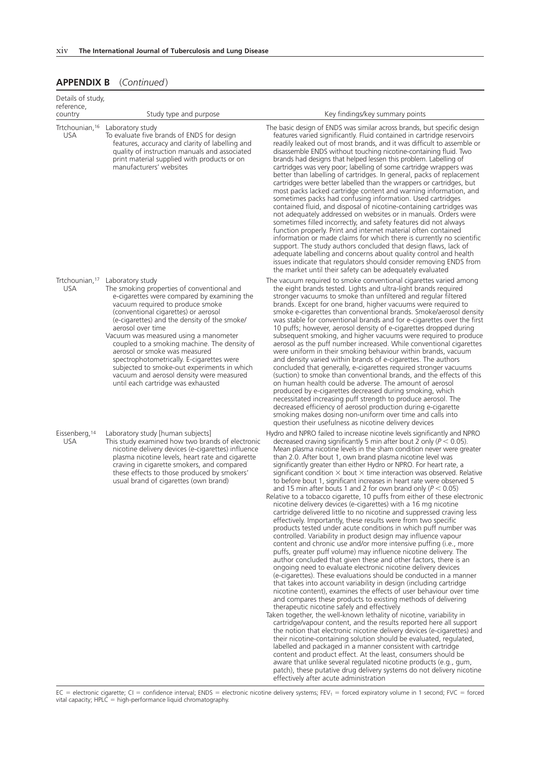## APPENDIX B (*Continued*)

| Details of study, reference, country | Study type and purpose | Key findings/key summary points |
|---|---|---|
| Trtchounian,[16] USA | Laboratory study<br>To evaluate five brands of ENDS for design features, accuracy and clarity of labelling and quality of instruction manuals and associated print material supplied with products or on manufacturers' websites | The basic design of ENDS was similar across brands, but specific design features varied significantly. Fluid contained in cartridge reservoirs readily leaked out of most brands, and it was difficult to assemble or disassemble ENDS without touching nicotine-containing fluid. Two brands had designs that helped lessen this problem. Labelling of cartridges was very poor; labelling of some cartridge wrappers was better than labelling of cartridges. In general, packs of replacement cartridges were better labelled than the wrappers or cartridges, but most packs lacked cartridge content and warning information, and sometimes packs had confusing information. Used cartridges contained fluid, and disposal of nicotine-containing cartridges was not adequately addressed on websites or in manuals. Orders were sometimes filled incorrectly, and safety features did not always function properly. Print and internet material often contained information or made claims for which there is currently no scientific support. The study authors concluded that design flaws, lack of adequate labelling and concerns about quality control and health issues indicate that regulators should consider removing ENDS from the market until their safety can be adequately evaluated |
| Trtchounian,[17] USA | Laboratory study<br>The smoking properties of conventional and e-cigarettes were compared by examining the vacuum required to produce smoke (conventional cigarettes) or aerosol (e-cigarettes) and the density of the smoke/aerosol over time<br>Vacuum was measured using a manometer coupled to a smoking machine. The density of aerosol or smoke was measured spectrophotometrically. E-cigarettes were subjected to smoke-out experiments in which vacuum and aerosol density were measured until each cartridge was exhausted | The vacuum required to smoke conventional cigarettes varied among the eight brands tested. Lights and ultra-light brands required stronger vacuums to smoke than unfiltered and regular filtered brands. Except for one brand, higher vacuums were required to smoke e-cigarettes than conventional brands. Smoke/aerosol density was stable for conventional brands and for e-cigarettes over the first 10 puffs; however, aerosol density of e-cigarettes dropped during subsequent smoking, and higher vacuums were required to produce aerosol as the puff number increased. While conventional cigarettes were uniform in their smoking behaviour within brands, vacuum and density varied within brands of e-cigarettes. The authors concluded that generally, e-cigarettes required stronger vacuums (suction) to smoke than conventional brands, and the effects of this on human health could be adverse. The amount of aerosol produced by e-cigarettes decreased during smoking, which necessitated increasing puff strength to produce aerosol. The decreased efficiency of aerosol production during e-cigarette smoking makes dosing non-uniform over time and calls into question their usefulness as nicotine delivery devices |
| Eissenberg,[14] USA | Laboratory study [human subjects]<br>This study examined how two brands of electronic nicotine delivery devices (e-cigarettes) influence plasma nicotine levels, heart rate and cigarette craving in cigarette smokers, and compared these effects to those produced by smokers' usual brand of cigarettes (own brand) | Hydro and NPRO failed to increase nicotine levels significantly and NPRO decreased craving significantly 5 min after bout 2 only ($P < 0.05$). Mean plasma nicotine levels in the sham condition never were greater than 2.0. After bout 1, own brand plasma nicotine level was significantly greater than either Hydro or NPRO. For heart rate, a significant condition × bout × time interaction was observed. Relative to before bout 1, significant increases in heart rate were observed 5 and 15 min after bouts 1 and 2 for own brand only ($P < 0.05$)<br>Relative to a tobacco cigarette, 10 puffs from either of these electronic nicotine delivery devices (e-cigarettes) with a 16 mg nicotine cartridge delivered little to no nicotine and suppressed craving less effectively. Importantly, these results were from two specific products tested under acute conditions in which puff number was controlled. Variability in product design may influence vapour content and chronic use and/or more intensive puffing (i.e., more puffs, greater puff volume) may influence nicotine delivery. The author concluded that given these and other factors, there is an ongoing need to evaluate electronic nicotine delivery devices (e-cigarettes). These evaluations should be conducted in a manner that takes into account variability in design (including cartridge nicotine content), examines the effects of user behaviour over time and compares these products to existing methods of delivering therapeutic nicotine safely and effectively<br>Taken together, the well-known lethality of nicotine, variability in cartridge/vapour content, and the results reported here all support the notion that electronic nicotine delivery devices (e-cigarettes) and their nicotine-containing solution should be evaluated, regulated, labelled and packaged in a manner consistent with cartridge content and product effect. At the least, consumers should be aware that unlike several regulated nicotine products (e.g., gum, patch), these putative drug delivery systems do not delivery nicotine effectively after acute administration |

EC = electronic cigarette; CI = confidence interval; ENDS = electronic nicotine delivery systems; $FEV_1$ = forced expiratory volume in 1 second; FVC = forced vital capacity; HPLC = high-performance liquid chromatography.